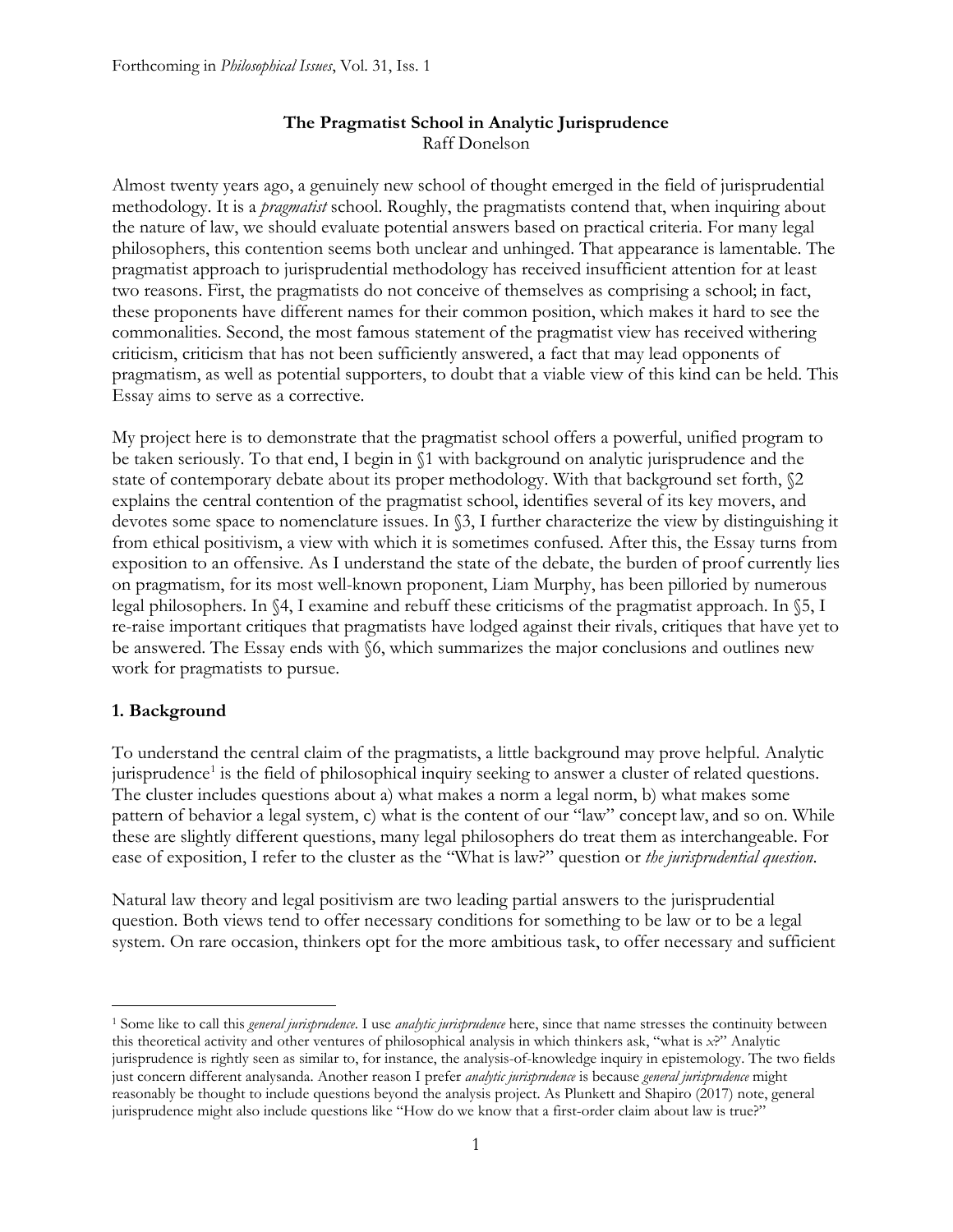Forthcoming in *Philosophical Issues*, Vol. 31, Iss. 1

# The Pragmatist School in Analytic Jurisprudence

Raff Donelson

Almost twenty years ago, a genuinely new school of thought emerged in the field of jurisprudential methodology. It is a *pragmatist* school. Roughly, the pragmatists contend that, when inquiring about the nature of law, we should evaluate potential answers based on practical criteria. For many legal philosophers, this contention seems both unclear and unhinged. That appearance is lamentable. The pragmatist approach to jurisprudential methodology has received insufficient attention for at least two reasons. First, the pragmatists do not conceive of themselves as comprising a school; in fact, these proponents have different names for their common position, which makes it hard to see the commonalities. Second, the most famous statement of the pragmatist view has received withering criticism, criticism that has not been sufficiently answered, a fact that may lead opponents of pragmatism, as well as potential supporters, to doubt that a viable view of this kind can be held. This Essay aims to serve as a corrective.

My project here is to demonstrate that the pragmatist school offers a powerful, unified program to be taken seriously. To that end, I begin in §1 with background on analytic jurisprudence and the state of contemporary debate about its proper methodology. With that background set forth, §2 explains the central contention of the pragmatist school, identifies several of its key movers, and devotes some space to nomenclature issues. In §3, I further characterize the view by distinguishing it from ethical positivism, a view with which it is sometimes confused. After this, the Essay turns from exposition to an offensive. As I understand the state of the debate, the burden of proof currently lies on pragmatism, for its most well-known proponent, Liam Murphy, has been pilloried by numerous legal philosophers. In §4, I examine and rebuff these criticisms of the pragmatist approach. In §5, I re-raise important critiques that pragmatists have lodged against their rivals, critiques that have yet to be answered. The Essay ends with §6, which summarizes the major conclusions and outlines new work for pragmatists to pursue.

## 1. Background

To understand the central claim of the pragmatists, a little background may prove helpful. Analytic jurisprudence[1] is the field of philosophical inquiry seeking to answer a cluster of related questions. The cluster includes questions about a) what makes a norm a legal norm, b) what makes some pattern of behavior a legal system, c) what is the content of our "law" concept law, and so on. While these are slightly different questions, many legal philosophers do treat them as interchangeable. For ease of exposition, I refer to the cluster as the "What is law?" question or *the jurisprudential question*.

Natural law theory and legal positivism are two leading partial answers to the jurisprudential question. Both views tend to offer necessary conditions for something to be law or to be a legal system. On rare occasion, thinkers opt for the more ambitious task, to offer necessary and sufficient

---

[1] Some like to call this *general jurisprudence*. I use *analytic jurisprudence* here, since that name stresses the continuity between this theoretical activity and other ventures of philosophical analysis in which thinkers ask, "what is *x*?" Analytic jurisprudence is rightly seen as similar to, for instance, the analysis-of-knowledge inquiry in epistemology. The two fields just concern different analysanda. Another reason I prefer *analytic jurisprudence* is because *general jurisprudence* might reasonably be thought to include questions beyond the analysis project. As Plunkett and Shapiro (2017) note, general jurisprudence might also include questions like "How do we know that a first-order claim about law is true?"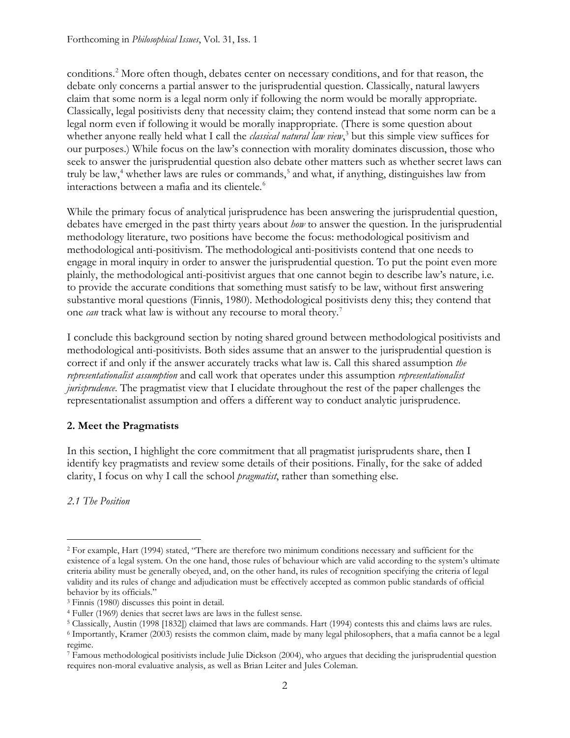conditions.[2] More often though, debates center on necessary conditions, and for that reason, the debate only concerns a partial answer to the jurisprudential question. Classically, natural lawyers claim that some norm is a legal norm only if following the norm would be morally appropriate. Classically, legal positivists deny that necessity claim; they contend instead that some norm can be a legal norm even if following it would be morally inappropriate. (There is some question about whether anyone really held what I call the *classical natural law view*,[3] but this simple view suffices for our purposes.) While focus on the law's connection with morality dominates discussion, those who seek to answer the jurisprudential question also debate other matters such as whether secret laws can truly be law,[4] whether laws are rules or commands,[5] and what, if anything, distinguishes law from interactions between a mafia and its clientele.[6]

While the primary focus of analytical jurisprudence has been answering the jurisprudential question, debates have emerged in the past thirty years about *how* to answer the question. In the jurisprudential methodology literature, two positions have become the focus: methodological positivism and methodological anti-positivism. The methodological anti-positivists contend that one needs to engage in moral inquiry in order to answer the jurisprudential question. To put the point even more plainly, the methodological anti-positivist argues that one cannot begin to describe law's nature, i.e. to provide the accurate conditions that something must satisfy to be law, without first answering substantive moral questions (Finnis, 1980). Methodological positivists deny this; they contend that one *can* track what law is without any recourse to moral theory.[7]

I conclude this background section by noting shared ground between methodological positivists and methodological anti-positivists. Both sides assume that an answer to the jurisprudential question is correct if and only if the answer accurately tracks what law is. Call this shared assumption *the representationalist assumption* and call work that operates under this assumption *representationalist jurisprudence*. The pragmatist view that I elucidate throughout the rest of the paper challenges the representationalist assumption and offers a different way to conduct analytic jurisprudence.

## 2. Meet the Pragmatists

In this section, I highlight the core commitment that all pragmatist jurisprudents share, then I identify key pragmatists and review some details of their positions. Finally, for the sake of added clarity, I focus on why I call the school *pragmatist*, rather than something else.

### *2.1 The Position*

---

[2] For example, Hart (1994) stated, "There are therefore two minimum conditions necessary and sufficient for the existence of a legal system. On the one hand, those rules of behaviour which are valid according to the system's ultimate criteria ability must be generally obeyed, and, on the other hand, its rules of recognition specifying the criteria of legal validity and its rules of change and adjudication must be effectively accepted as common public standards of official behavior by its officials."

[3] Finnis (1980) discusses this point in detail.

[4] Fuller (1969) denies that secret laws are laws in the fullest sense.

[5] Classically, Austin (1998 [1832]) claimed that laws are commands. Hart (1994) contests this and claims laws are rules.

[6] Importantly, Kramer (2003) resists the common claim, made by many legal philosophers, that a mafia cannot be a legal regime.

[7] Famous methodological positivists include Julie Dickson (2004), who argues that deciding the jurisprudential question requires non-moral evaluative analysis, as well as Brian Leiter and Jules Coleman.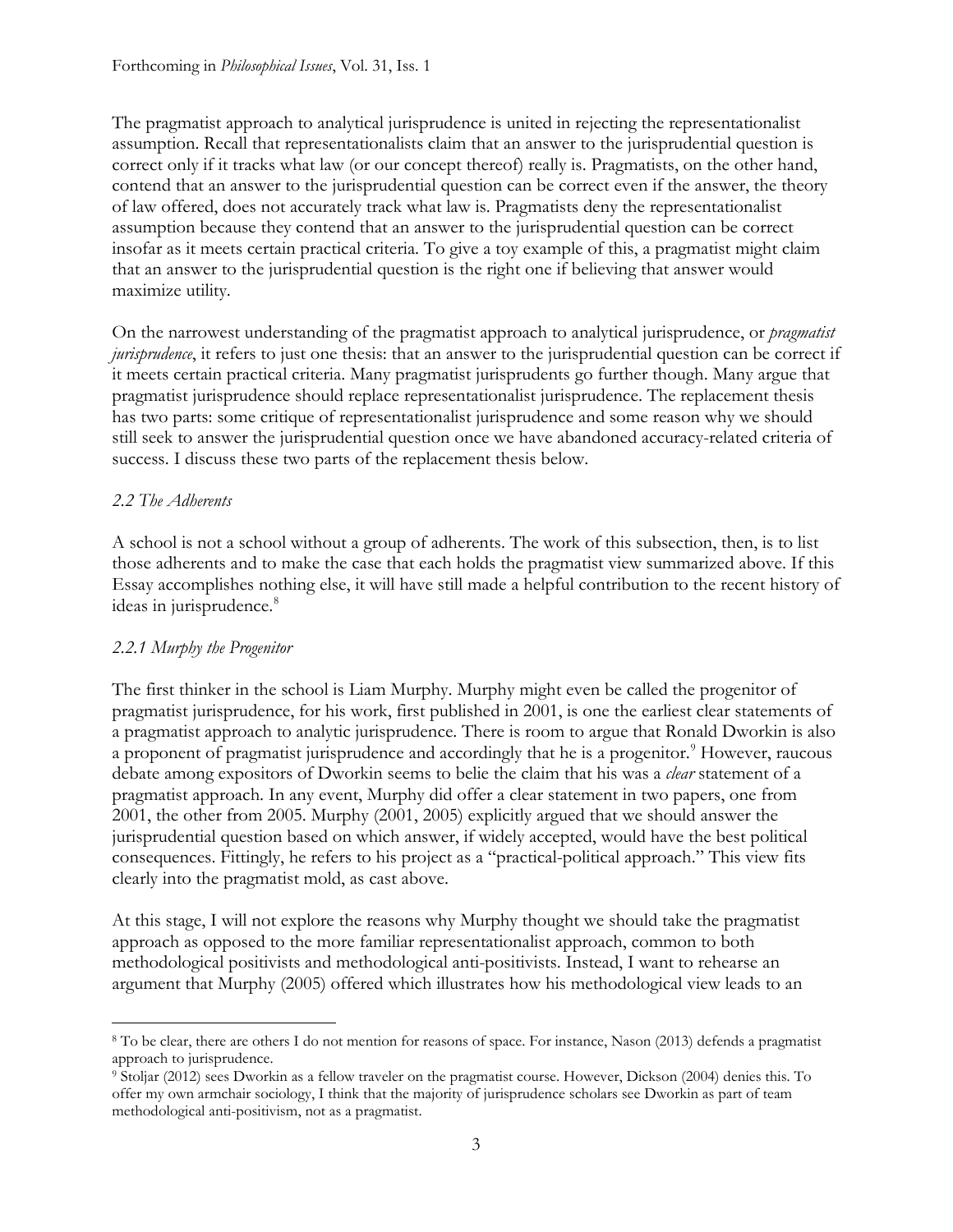The pragmatist approach to analytical jurisprudence is united in rejecting the representationalist assumption. Recall that representationalists claim that an answer to the jurisprudential question is correct only if it tracks what law (or our concept thereof) really is. Pragmatists, on the other hand, contend that an answer to the jurisprudential question can be correct even if the answer, the theory of law offered, does not accurately track what law is. Pragmatists deny the representationalist assumption because they contend that an answer to the jurisprudential question can be correct insofar as it meets certain practical criteria. To give a toy example of this, a pragmatist might claim that an answer to the jurisprudential question is the right one if believing that answer would maximize utility.

On the narrowest understanding of the pragmatist approach to analytical jurisprudence, or *pragmatist jurisprudence*, it refers to just one thesis: that an answer to the jurisprudential question can be correct if it meets certain practical criteria. Many pragmatist jurisprudents go further though. Many argue that pragmatist jurisprudence should replace representationalist jurisprudence. The replacement thesis has two parts: some critique of representationalist jurisprudence and some reason why we should still seek to answer the jurisprudential question once we have abandoned accuracy-related criteria of success. I discuss these two parts of the replacement thesis below.

### *2.2 The Adherents*

A school is not a school without a group of adherents. The work of this subsection, then, is to list those adherents and to make the case that each holds the pragmatist view summarized above. If this Essay accomplishes nothing else, it will have still made a helpful contribution to the recent history of ideas in jurisprudence.[8]

#### *2.2.1 Murphy the Progenitor*

The first thinker in the school is Liam Murphy. Murphy might even be called the progenitor of pragmatist jurisprudence, for his work, first published in 2001, is one the earliest clear statements of a pragmatist approach to analytic jurisprudence. There is room to argue that Ronald Dworkin is also a proponent of pragmatist jurisprudence and accordingly that he is a progenitor.[9] However, raucous debate among expositors of Dworkin seems to belie the claim that his was a *clear* statement of a pragmatist approach. In any event, Murphy did offer a clear statement in two papers, one from 2001, the other from 2005. Murphy (2001, 2005) explicitly argued that we should answer the jurisprudential question based on which answer, if widely accepted, would have the best political consequences. Fittingly, he refers to his project as a "practical-political approach." This view fits clearly into the pragmatist mold, as cast above.

At this stage, I will not explore the reasons why Murphy thought we should take the pragmatist approach as opposed to the more familiar representationalist approach, common to both methodological positivists and methodological anti-positivists. Instead, I want to rehearse an argument that Murphy (2005) offered which illustrates how his methodological view leads to an

---

[8] To be clear, there are others I do not mention for reasons of space. For instance, Nason (2013) defends a pragmatist approach to jurisprudence.

[9] Stoljar (2012) sees Dworkin as a fellow traveler on the pragmatist course. However, Dickson (2004) denies this. To offer my own armchair sociology, I think that the majority of jurisprudence scholars see Dworkin as part of team methodological anti-positivism, not as a pragmatist.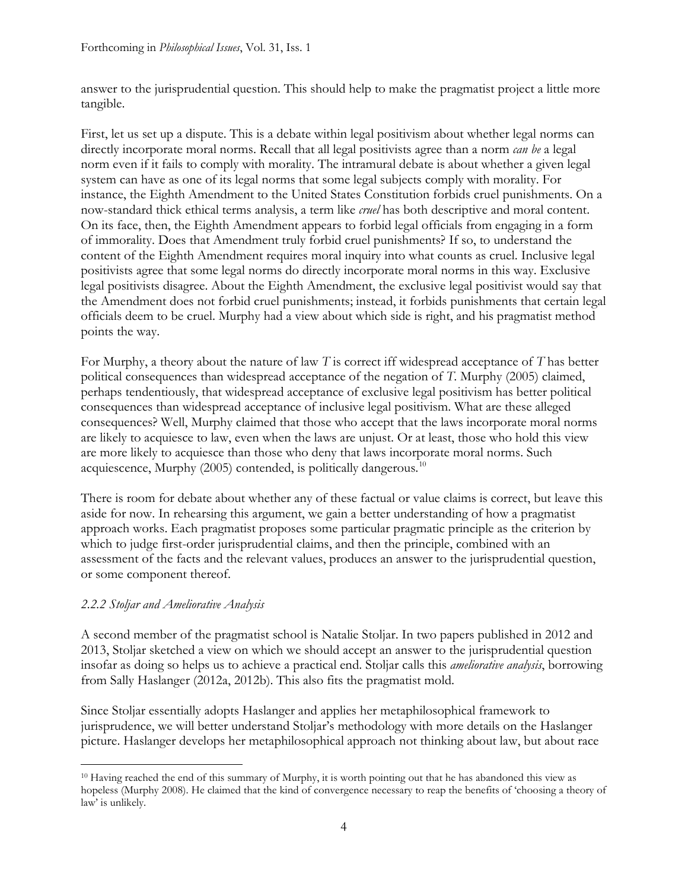answer to the jurisprudential question. This should help to make the pragmatist project a little more tangible.

First, let us set up a dispute. This is a debate within legal positivism about whether legal norms can directly incorporate moral norms. Recall that all legal positivists agree than a norm *can be* a legal norm even if it fails to comply with morality. The intramural debate is about whether a given legal system can have as one of its legal norms that some legal subjects comply with morality. For instance, the Eighth Amendment to the United States Constitution forbids cruel punishments. On a now-standard thick ethical terms analysis, a term like *cruel* has both descriptive and moral content. On its face, then, the Eighth Amendment appears to forbid legal officials from engaging in a form of immorality. Does that Amendment truly forbid cruel punishments? If so, to understand the content of the Eighth Amendment requires moral inquiry into what counts as cruel. Inclusive legal positivists agree that some legal norms do directly incorporate moral norms in this way. Exclusive legal positivists disagree. About the Eighth Amendment, the exclusive legal positivist would say that the Amendment does not forbid cruel punishments; instead, it forbids punishments that certain legal officials deem to be cruel. Murphy had a view about which side is right, and his pragmatist method points the way.

For Murphy, a theory about the nature of law *T* is correct iff widespread acceptance of *T* has better political consequences than widespread acceptance of the negation of *T*. Murphy (2005) claimed, perhaps tendentiously, that widespread acceptance of exclusive legal positivism has better political consequences than widespread acceptance of inclusive legal positivism. What are these alleged consequences? Well, Murphy claimed that those who accept that the laws incorporate moral norms are likely to acquiesce to law, even when the laws are unjust. Or at least, those who hold this view are more likely to acquiesce than those who deny that laws incorporate moral norms. Such acquiescence, Murphy (2005) contended, is politically dangerous.[10]

There is room for debate about whether any of these factual or value claims is correct, but leave this aside for now. In rehearsing this argument, we gain a better understanding of how a pragmatist approach works. Each pragmatist proposes some particular pragmatic principle as the criterion by which to judge first-order jurisprudential claims, and then the principle, combined with an assessment of the facts and the relevant values, produces an answer to the jurisprudential question, or some component thereof.

### *2.2.2 Stoljar and Ameliorative Analysis*

A second member of the pragmatist school is Natalie Stoljar. In two papers published in 2012 and 2013, Stoljar sketched a view on which we should accept an answer to the jurisprudential question insofar as doing so helps us to achieve a practical end. Stoljar calls this *ameliorative analysis*, borrowing from Sally Haslanger (2012a, 2012b). This also fits the pragmatist mold.

Since Stoljar essentially adopts Haslanger and applies her metaphilosophical framework to jurisprudence, we will better understand Stoljar's methodology with more details on the Haslanger picture. Haslanger develops her metaphilosophical approach not thinking about law, but about race

---

[10] Having reached the end of this summary of Murphy, it is worth pointing out that he has abandoned this view as hopeless (Murphy 2008). He claimed that the kind of convergence necessary to reap the benefits of 'choosing a theory of law' is unlikely.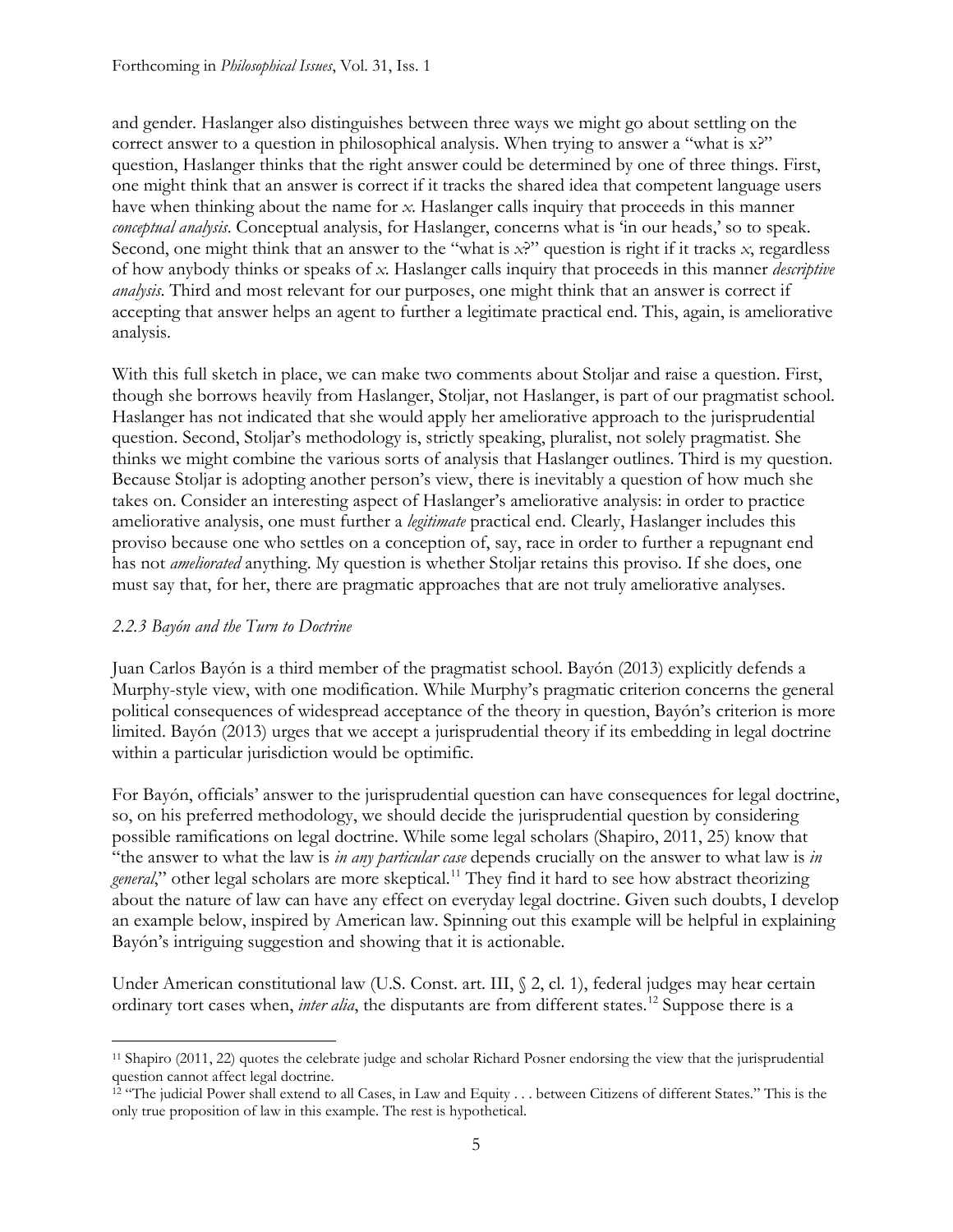and gender. Haslanger also distinguishes between three ways we might go about settling on the correct answer to a question in philosophical analysis. When trying to answer a "what is x?" question, Haslanger thinks that the right answer could be determined by one of three things. First, one might think that an answer is correct if it tracks the shared idea that competent language users have when thinking about the name for *x*. Haslanger calls inquiry that proceeds in this manner *conceptual analysis*. Conceptual analysis, for Haslanger, concerns what is 'in our heads,' so to speak. Second, one might think that an answer to the "what is *x*?" question is right if it tracks *x*, regardless of how anybody thinks or speaks of *x*. Haslanger calls inquiry that proceeds in this manner *descriptive analysis*. Third and most relevant for our purposes, one might think that an answer is correct if accepting that answer helps an agent to further a legitimate practical end. This, again, is ameliorative analysis.

With this full sketch in place, we can make two comments about Stoljar and raise a question. First, though she borrows heavily from Haslanger, Stoljar, not Haslanger, is part of our pragmatist school. Haslanger has not indicated that she would apply her ameliorative approach to the jurisprudential question. Second, Stoljar's methodology is, strictly speaking, pluralist, not solely pragmatist. She thinks we might combine the various sorts of analysis that Haslanger outlines. Third is my question. Because Stoljar is adopting another person's view, there is inevitably a question of how much she takes on. Consider an interesting aspect of Haslanger's ameliorative analysis: in order to practice ameliorative analysis, one must further a *legitimate* practical end. Clearly, Haslanger includes this proviso because one who settles on a conception of, say, race in order to further a repugnant end has not *ameliorated* anything. My question is whether Stoljar retains this proviso. If she does, one must say that, for her, there are pragmatic approaches that are not truly ameliorative analyses.

### *2.2.3 Bayón and the Turn to Doctrine*

Juan Carlos Bayón is a third member of the pragmatist school. Bayón (2013) explicitly defends a Murphy-style view, with one modification. While Murphy's pragmatic criterion concerns the general political consequences of widespread acceptance of the theory in question, Bayón's criterion is more limited. Bayón (2013) urges that we accept a jurisprudential theory if its embedding in legal doctrine within a particular jurisdiction would be optimific.

For Bayón, officials' answer to the jurisprudential question can have consequences for legal doctrine, so, on his preferred methodology, we should decide the jurisprudential question by considering possible ramifications on legal doctrine. While some legal scholars (Shapiro, 2011, 25) know that "the answer to what the law is *in any particular case* depends crucially on the answer to what law is *in general*," other legal scholars are more skeptical.[11] They find it hard to see how abstract theorizing about the nature of law can have any effect on everyday legal doctrine. Given such doubts, I develop an example below, inspired by American law. Spinning out this example will be helpful in explaining Bayón's intriguing suggestion and showing that it is actionable.

Under American constitutional law (U.S. Const. art. III, § 2, cl. 1), federal judges may hear certain ordinary tort cases when, *inter alia*, the disputants are from different states.[12] Suppose there is a

---

[11] Shapiro (2011, 22) quotes the celebrate judge and scholar Richard Posner endorsing the view that the jurisprudential question cannot affect legal doctrine.

[12] "The judicial Power shall extend to all Cases, in Law and Equity . . . between Citizens of different States." This is the only true proposition of law in this example. The rest is hypothetical.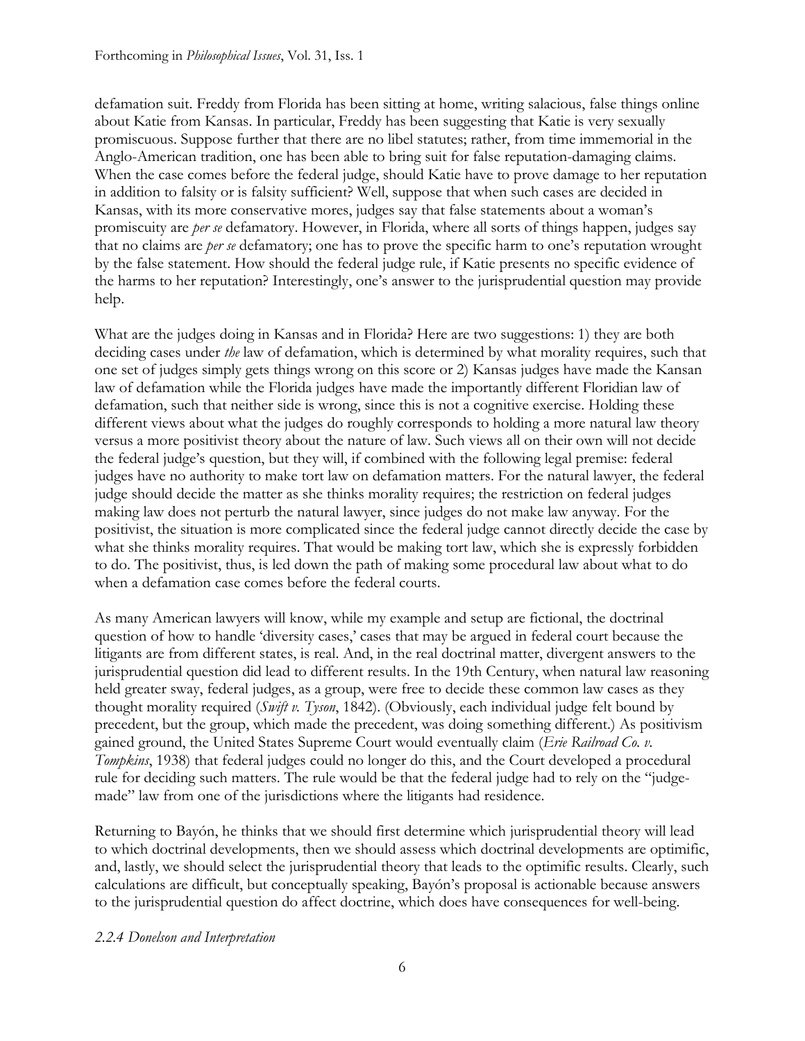defamation suit. Freddy from Florida has been sitting at home, writing salacious, false things online about Katie from Kansas. In particular, Freddy has been suggesting that Katie is very sexually promiscuous. Suppose further that there are no libel statutes; rather, from time immemorial in the Anglo-American tradition, one has been able to bring suit for false reputation-damaging claims. When the case comes before the federal judge, should Katie have to prove damage to her reputation in addition to falsity or is falsity sufficient? Well, suppose that when such cases are decided in Kansas, with its more conservative mores, judges say that false statements about a woman's promiscuity are *per se* defamatory. However, in Florida, where all sorts of things happen, judges say that no claims are *per se* defamatory; one has to prove the specific harm to one's reputation wrought by the false statement. How should the federal judge rule, if Katie presents no specific evidence of the harms to her reputation? Interestingly, one's answer to the jurisprudential question may provide help.

What are the judges doing in Kansas and in Florida? Here are two suggestions: 1) they are both deciding cases under *the* law of defamation, which is determined by what morality requires, such that one set of judges simply gets things wrong on this score or 2) Kansas judges have made the Kansan law of defamation while the Florida judges have made the importantly different Floridian law of defamation, such that neither side is wrong, since this is not a cognitive exercise. Holding these different views about what the judges do roughly corresponds to holding a more natural law theory versus a more positivist theory about the nature of law. Such views all on their own will not decide the federal judge's question, but they will, if combined with the following legal premise: federal judges have no authority to make tort law on defamation matters. For the natural lawyer, the federal judge should decide the matter as she thinks morality requires; the restriction on federal judges making law does not perturb the natural lawyer, since judges do not make law anyway. For the positivist, the situation is more complicated since the federal judge cannot directly decide the case by what she thinks morality requires. That would be making tort law, which she is expressly forbidden to do. The positivist, thus, is led down the path of making some procedural law about what to do when a defamation case comes before the federal courts.

As many American lawyers will know, while my example and setup are fictional, the doctrinal question of how to handle 'diversity cases,' cases that may be argued in federal court because the litigants are from different states, is real. And, in the real doctrinal matter, divergent answers to the jurisprudential question did lead to different results. In the 19th Century, when natural law reasoning held greater sway, federal judges, as a group, were free to decide these common law cases as they thought morality required (*Swift v. Tyson*, 1842). (Obviously, each individual judge felt bound by precedent, but the group, which made the precedent, was doing something different.) As positivism gained ground, the United States Supreme Court would eventually claim (*Erie Railroad Co. v. Tompkins*, 1938) that federal judges could no longer do this, and the Court developed a procedural rule for deciding such matters. The rule would be that the federal judge had to rely on the "judge-made" law from one of the jurisdictions where the litigants had residence.

Returning to Bayón, he thinks that we should first determine which jurisprudential theory will lead to which doctrinal developments, then we should assess which doctrinal developments are optimific, and, lastly, we should select the jurisprudential theory that leads to the optimific results. Clearly, such calculations are difficult, but conceptually speaking, Bayón's proposal is actionable because answers to the jurisprudential question do affect doctrine, which does have consequences for well-being.

#### *2.2.4 Donelson and Interpretation*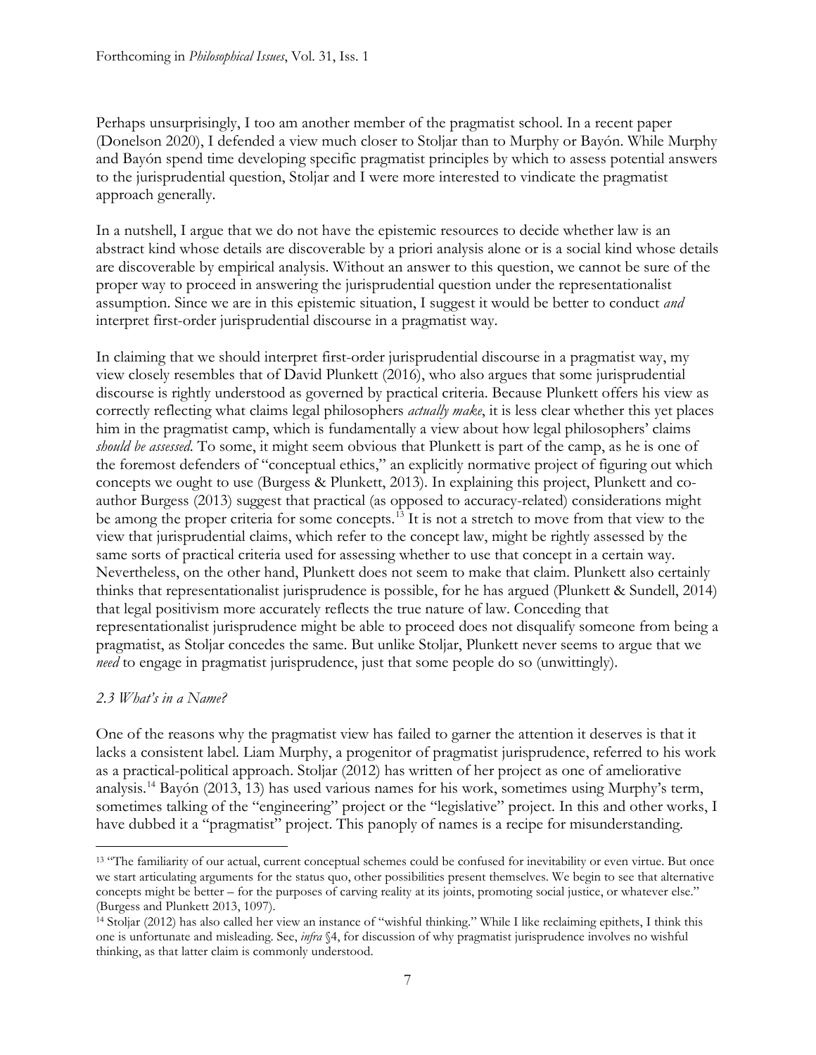Perhaps unsurprisingly, I too am another member of the pragmatist school. In a recent paper (Donelson 2020), I defended a view much closer to Stoljar than to Murphy or Bayón. While Murphy and Bayón spend time developing specific pragmatist principles by which to assess potential answers to the jurisprudential question, Stoljar and I were more interested to vindicate the pragmatist approach generally.

In a nutshell, I argue that we do not have the epistemic resources to decide whether law is an abstract kind whose details are discoverable by a priori analysis alone or is a social kind whose details are discoverable by empirical analysis. Without an answer to this question, we cannot be sure of the proper way to proceed in answering the jurisprudential question under the representationalist assumption. Since we are in this epistemic situation, I suggest it would be better to conduct *and* interpret first-order jurisprudential discourse in a pragmatist way.

In claiming that we should interpret first-order jurisprudential discourse in a pragmatist way, my view closely resembles that of David Plunkett (2016), who also argues that some jurisprudential discourse is rightly understood as governed by practical criteria. Because Plunkett offers his view as correctly reflecting what claims legal philosophers *actually make*, it is less clear whether this yet places him in the pragmatist camp, which is fundamentally a view about how legal philosophers' claims *should be assessed*. To some, it might seem obvious that Plunkett is part of the camp, as he is one of the foremost defenders of "conceptual ethics," an explicitly normative project of figuring out which concepts we ought to use (Burgess & Plunkett, 2013). In explaining this project, Plunkett and co-author Burgess (2013) suggest that practical (as opposed to accuracy-related) considerations might be among the proper criteria for some concepts.[13] It is not a stretch to move from that view to the view that jurisprudential claims, which refer to the concept law, might be rightly assessed by the same sorts of practical criteria used for assessing whether to use that concept in a certain way. Nevertheless, on the other hand, Plunkett does not seem to make that claim. Plunkett also certainly thinks that representationalist jurisprudence is possible, for he has argued (Plunkett & Sundell, 2014) that legal positivism more accurately reflects the true nature of law. Conceding that representationalist jurisprudence might be able to proceed does not disqualify someone from being a pragmatist, as Stoljar concedes the same. But unlike Stoljar, Plunkett never seems to argue that we *need* to engage in pragmatist jurisprudence, just that some people do so (unwittingly).

### *2.3 What's in a Name?*

One of the reasons why the pragmatist view has failed to garner the attention it deserves is that it lacks a consistent label. Liam Murphy, a progenitor of pragmatist jurisprudence, referred to his work as a practical-political approach. Stoljar (2012) has written of her project as one of ameliorative analysis.[14] Bayón (2013, 13) has used various names for his work, sometimes using Murphy's term, sometimes talking of the "engineering" project or the "legislative" project. In this and other works, I have dubbed it a "pragmatist" project. This panoply of names is a recipe for misunderstanding.

---

[13] "The familiarity of our actual, current conceptual schemes could be confused for inevitability or even virtue. But once we start articulating arguments for the status quo, other possibilities present themselves. We begin to see that alternative concepts might be better – for the purposes of carving reality at its joints, promoting social justice, or whatever else." (Burgess and Plunkett 2013, 1097).

[14] Stoljar (2012) has also called her view an instance of "wishful thinking." While I like reclaiming epithets, I think this one is unfortunate and misleading. See, *infra* §4, for discussion of why pragmatist jurisprudence involves no wishful thinking, as that latter claim is commonly understood.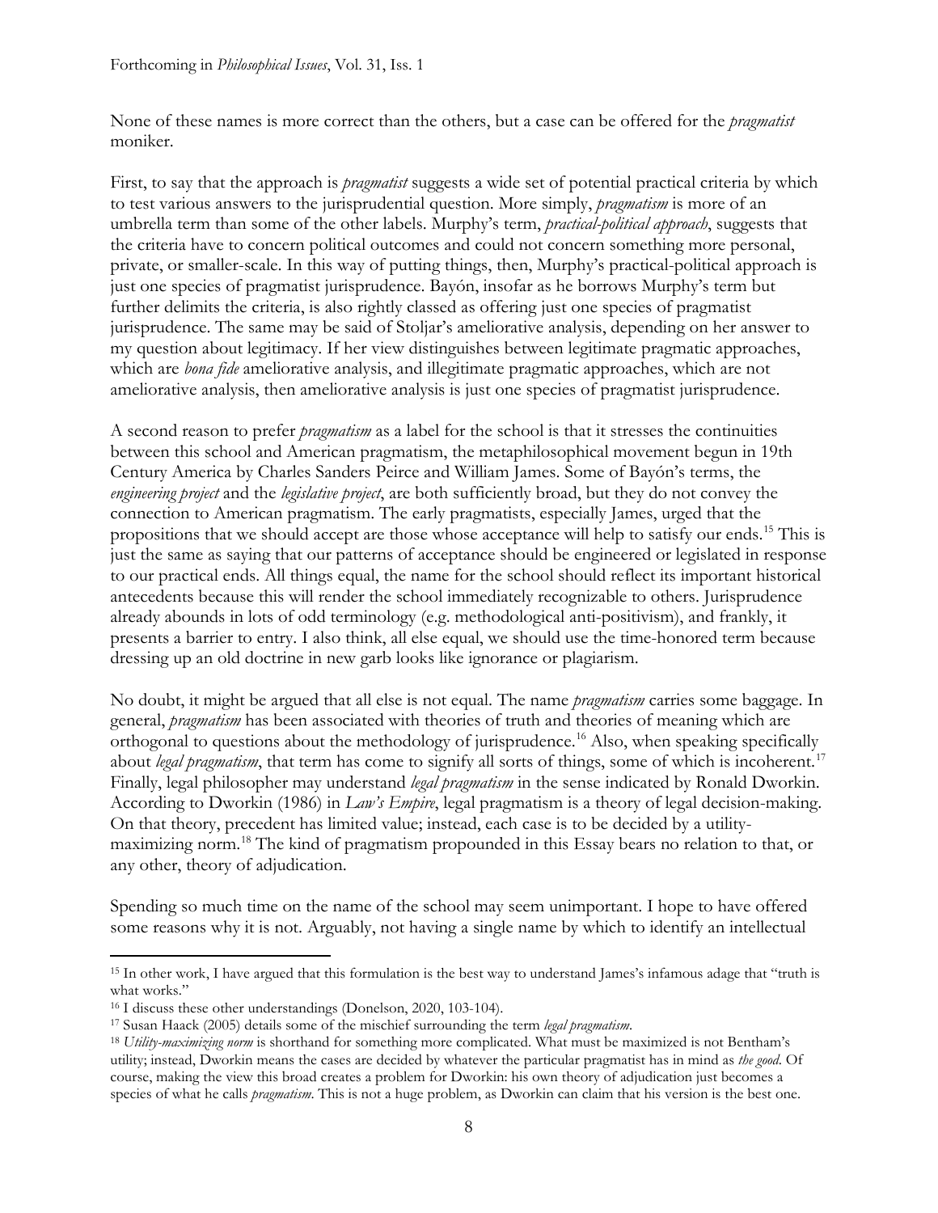None of these names is more correct than the others, but a case can be offered for the *pragmatist* moniker.

First, to say that the approach is *pragmatist* suggests a wide set of potential practical criteria by which to test various answers to the jurisprudential question. More simply, *pragmatism* is more of an umbrella term than some of the other labels. Murphy's term, *practical-political approach*, suggests that the criteria have to concern political outcomes and could not concern something more personal, private, or smaller-scale. In this way of putting things, then, Murphy's practical-political approach is just one species of pragmatist jurisprudence. Bayón, insofar as he borrows Murphy's term but further delimits the criteria, is also rightly classed as offering just one species of pragmatist jurisprudence. The same may be said of Stoljar's ameliorative analysis, depending on her answer to my question about legitimacy. If her view distinguishes between legitimate pragmatic approaches, which are *bona fide* ameliorative analysis, and illegitimate pragmatic approaches, which are not ameliorative analysis, then ameliorative analysis is just one species of pragmatist jurisprudence.

A second reason to prefer *pragmatism* as a label for the school is that it stresses the continuities between this school and American pragmatism, the metaphilosophical movement begun in 19th Century America by Charles Sanders Peirce and William James. Some of Bayón's terms, the *engineering project* and the *legislative project*, are both sufficiently broad, but they do not convey the connection to American pragmatism. The early pragmatists, especially James, urged that the propositions that we should accept are those whose acceptance will help to satisfy our ends.[15] This is just the same as saying that our patterns of acceptance should be engineered or legislated in response to our practical ends. All things equal, the name for the school should reflect its important historical antecedents because this will render the school immediately recognizable to others. Jurisprudence already abounds in lots of odd terminology (e.g. methodological anti-positivism), and frankly, it presents a barrier to entry. I also think, all else equal, we should use the time-honored term because dressing up an old doctrine in new garb looks like ignorance or plagiarism.

No doubt, it might be argued that all else is not equal. The name *pragmatism* carries some baggage. In general, *pragmatism* has been associated with theories of truth and theories of meaning which are orthogonal to questions about the methodology of jurisprudence.[16] Also, when speaking specifically about *legal pragmatism*, that term has come to signify all sorts of things, some of which is incoherent.[17] Finally, legal philosopher may understand *legal pragmatism* in the sense indicated by Ronald Dworkin. According to Dworkin (1986) in *Law's Empire*, legal pragmatism is a theory of legal decision-making. On that theory, precedent has limited value; instead, each case is to be decided by a utility-maximizing norm.[18] The kind of pragmatism propounded in this Essay bears no relation to that, or any other, theory of adjudication.

Spending so much time on the name of the school may seem unimportant. I hope to have offered some reasons why it is not. Arguably, not having a single name by which to identify an intellectual

---

[15] In other work, I have argued that this formulation is the best way to understand James's infamous adage that "truth is what works."

[16] I discuss these other understandings (Donelson, 2020, 103-104).

[17] Susan Haack (2005) details some of the mischief surrounding the term *legal pragmatism*.

[18] *Utility-maximizing norm* is shorthand for something more complicated. What must be maximized is not Bentham's utility; instead, Dworkin means the cases are decided by whatever the particular pragmatist has in mind as *the good*. Of course, making the view this broad creates a problem for Dworkin: his own theory of adjudication just becomes a species of what he calls *pragmatism*. This is not a huge problem, as Dworkin can claim that his version is the best one.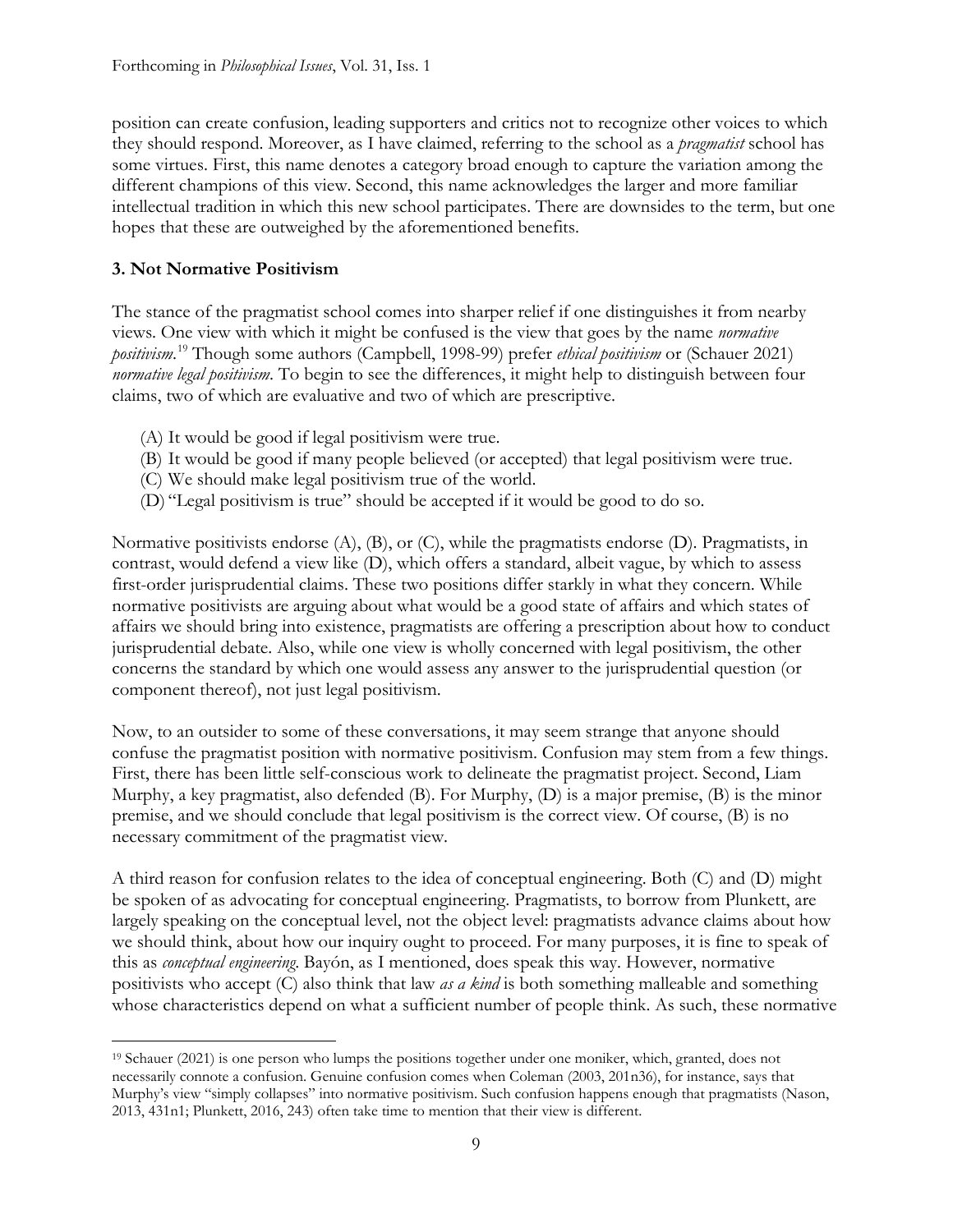position can create confusion, leading supporters and critics not to recognize other voices to which they should respond. Moreover, as I have claimed, referring to the school as a *pragmatist* school has some virtues. First, this name denotes a category broad enough to capture the variation among the different champions of this view. Second, this name acknowledges the larger and more familiar intellectual tradition in which this new school participates. There are downsides to the term, but one hopes that these are outweighed by the aforementioned benefits.

## 3. Not Normative Positivism

The stance of the pragmatist school comes into sharper relief if one distinguishes it from nearby views. One view with which it might be confused is the view that goes by the name *normative positivism*.[19] Though some authors (Campbell, 1998-99) prefer *ethical positivism* or (Schauer 2021) *normative legal positivism*. To begin to see the differences, it might help to distinguish between four claims, two of which are evaluative and two of which are prescriptive.

(A) It would be good if legal positivism were true.
(B) It would be good if many people believed (or accepted) that legal positivism were true.
(C) We should make legal positivism true of the world.
(D) "Legal positivism is true" should be accepted if it would be good to do so.

Normative positivists endorse (A), (B), or (C), while the pragmatists endorse (D). Pragmatists, in contrast, would defend a view like (D), which offers a standard, albeit vague, by which to assess first-order jurisprudential claims. These two positions differ starkly in what they concern. While normative positivists are arguing about what would be a good state of affairs and which states of affairs we should bring into existence, pragmatists are offering a prescription about how to conduct jurisprudential debate. Also, while one view is wholly concerned with legal positivism, the other concerns the standard by which one would assess any answer to the jurisprudential question (or component thereof), not just legal positivism.

Now, to an outsider to some of these conversations, it may seem strange that anyone should confuse the pragmatist position with normative positivism. Confusion may stem from a few things. First, there has been little self-conscious work to delineate the pragmatist project. Second, Liam Murphy, a key pragmatist, also defended (B). For Murphy, (D) is a major premise, (B) is the minor premise, and we should conclude that legal positivism is the correct view. Of course, (B) is no necessary commitment of the pragmatist view.

A third reason for confusion relates to the idea of conceptual engineering. Both (C) and (D) might be spoken of as advocating for conceptual engineering. Pragmatists, to borrow from Plunkett, are largely speaking on the conceptual level, not the object level: pragmatists advance claims about how we should think, about how our inquiry ought to proceed. For many purposes, it is fine to speak of this as *conceptual engineering*. Bayón, as I mentioned, does speak this way. However, normative positivists who accept (C) also think that law *as a kind* is both something malleable and something whose characteristics depend on what a sufficient number of people think. As such, these normative

[19] Schauer (2021) is one person who lumps the positions together under one moniker, which, granted, does not necessarily connote a confusion. Genuine confusion comes when Coleman (2003, 201n36), for instance, says that Murphy's view "simply collapses" into normative positivism. Such confusion happens enough that pragmatists (Nason, 2013, 431n1; Plunkett, 2016, 243) often take time to mention that their view is different.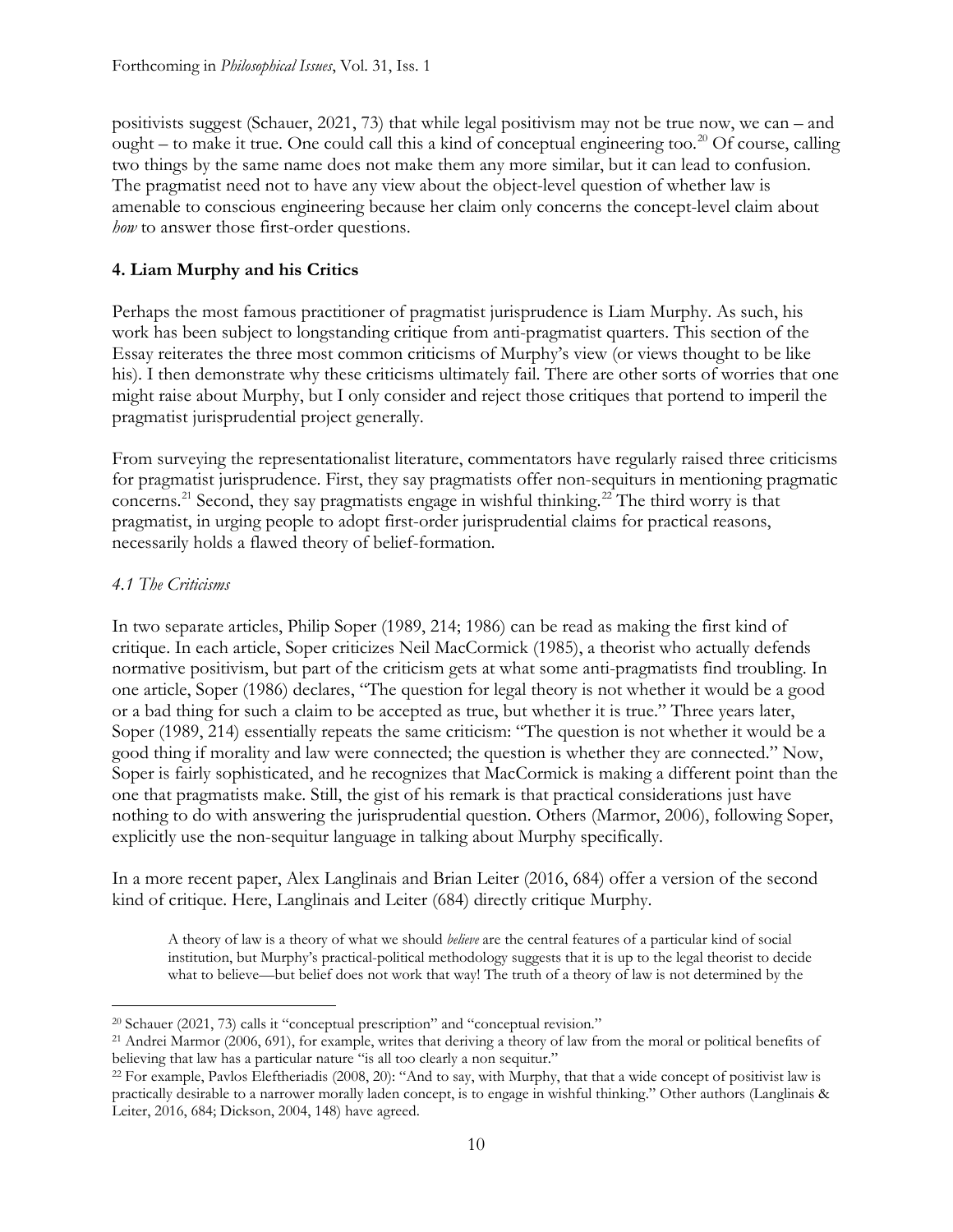positivists suggest (Schauer, 2021, 73) that while legal positivism may not be true now, we can – and ought – to make it true. One could call this a kind of conceptual engineering too.[20] Of course, calling two things by the same name does not make them any more similar, but it can lead to confusion. The pragmatist need not to have any view about the object-level question of whether law is amenable to conscious engineering because her claim only concerns the concept-level claim about *how* to answer those first-order questions.

## 4. Liam Murphy and his Critics

Perhaps the most famous practitioner of pragmatist jurisprudence is Liam Murphy. As such, his work has been subject to longstanding critique from anti-pragmatist quarters. This section of the Essay reiterates the three most common criticisms of Murphy's view (or views thought to be like his). I then demonstrate why these criticisms ultimately fail. There are other sorts of worries that one might raise about Murphy, but I only consider and reject those critiques that portend to imperil the pragmatist jurisprudential project generally.

From surveying the representationalist literature, commentators have regularly raised three criticisms for pragmatist jurisprudence. First, they say pragmatists offer non-sequiturs in mentioning pragmatic concerns.[21] Second, they say pragmatists engage in wishful thinking.[22] The third worry is that pragmatist, in urging people to adopt first-order jurisprudential claims for practical reasons, necessarily holds a flawed theory of belief-formation.

### *4.1 The Criticisms*

In two separate articles, Philip Soper (1989, 214; 1986) can be read as making the first kind of critique. In each article, Soper criticizes Neil MacCormick (1985), a theorist who actually defends normative positivism, but part of the criticism gets at what some anti-pragmatists find troubling. In one article, Soper (1986) declares, "The question for legal theory is not whether it would be a good or a bad thing for such a claim to be accepted as true, but whether it is true." Three years later, Soper (1989, 214) essentially repeats the same criticism: "The question is not whether it would be a good thing if morality and law were connected; the question is whether they are connected." Now, Soper is fairly sophisticated, and he recognizes that MacCormick is making a different point than the one that pragmatists make. Still, the gist of his remark is that practical considerations just have nothing to do with answering the jurisprudential question. Others (Marmor, 2006), following Soper, explicitly use the non-sequitur language in talking about Murphy specifically.

In a more recent paper, Alex Langlinais and Brian Leiter (2016, 684) offer a version of the second kind of critique. Here, Langlinais and Leiter (684) directly critique Murphy.

> A theory of law is a theory of what we should *believe* are the central features of a particular kind of social institution, but Murphy's practical-political methodology suggests that it is up to the legal theorist to decide what to believe—but belief does not work that way! The truth of a theory of law is not determined by the

---

[20] Schauer (2021, 73) calls it "conceptual prescription" and "conceptual revision."

[21] Andrei Marmor (2006, 691), for example, writes that deriving a theory of law from the moral or political benefits of believing that law has a particular nature "is all too clearly a non sequitur."

[22] For example, Pavlos Eleftheriadis (2008, 20): "And to say, with Murphy, that that a wide concept of positivist law is practically desirable to a narrower morally laden concept, is to engage in wishful thinking." Other authors (Langlinais & Leiter, 2016, 684; Dickson, 2004, 148) have agreed.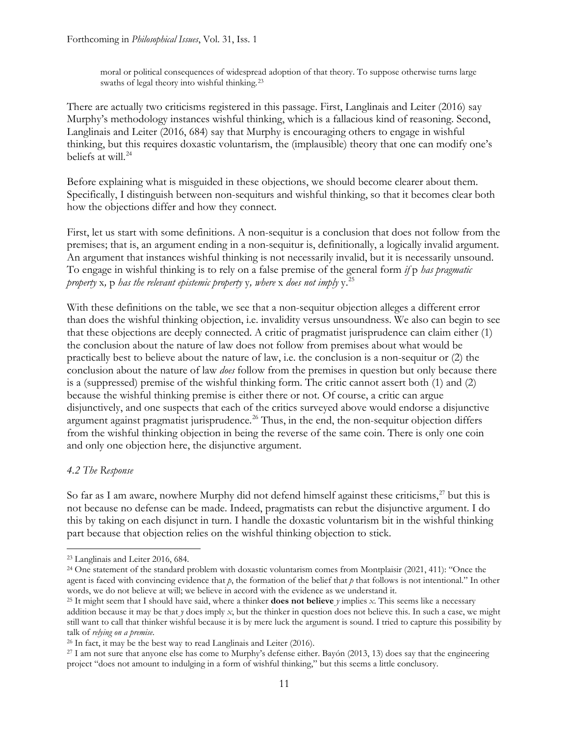> moral or political consequences of widespread adoption of that theory. To suppose otherwise turns large swaths of legal theory into wishful thinking.[23]

There are actually two criticisms registered in this passage. First, Langlinais and Leiter (2016) say Murphy's methodology instances wishful thinking, which is a fallacious kind of reasoning. Second, Langlinais and Leiter (2016, 684) say that Murphy is encouraging others to engage in wishful thinking, but this requires doxastic voluntarism, the (implausible) theory that one can modify one's beliefs at will.[24]

Before explaining what is misguided in these objections, we should become clearer about them. Specifically, I distinguish between non-sequiturs and wishful thinking, so that it becomes clear both how the objections differ and how they connect.

First, let us start with some definitions. A non-sequitur is a conclusion that does not follow from the premises; that is, an argument ending in a non-sequitur is, definitionally, a logically invalid argument. An argument that instances wishful thinking is not necessarily invalid, but it is necessarily unsound. To engage in wishful thinking is to rely on a false premise of the general form *if* p *has pragmatic property* x*,* p *has the relevant epistemic property* y*, where* x *does not imply* y.[25]

With these definitions on the table, we see that a non-sequitur objection alleges a different error than does the wishful thinking objection, i.e. invalidity versus unsoundness. We also can begin to see that these objections are deeply connected. A critic of pragmatist jurisprudence can claim either (1) the conclusion about the nature of law does not follow from premises about what would be practically best to believe about the nature of law, i.e. the conclusion is a non-sequitur or (2) the conclusion about the nature of law *does* follow from the premises in question but only because there is a (suppressed) premise of the wishful thinking form. The critic cannot assert both (1) and (2) because the wishful thinking premise is either there or not. Of course, a critic can argue disjunctively, and one suspects that each of the critics surveyed above would endorse a disjunctive argument against pragmatist jurisprudence.[26] Thus, in the end, the non-sequitur objection differs from the wishful thinking objection in being the reverse of the same coin. There is only one coin and only one objection here, the disjunctive argument.

### *4.2 The Response*

So far as I am aware, nowhere Murphy did not defend himself against these criticisms,[27] but this is not because no defense can be made. Indeed, pragmatists can rebut the disjunctive argument. I do this by taking on each disjunct in turn. I handle the doxastic voluntarism bit in the wishful thinking part because that objection relies on the wishful thinking objection to stick.

---

[23] Langlinais and Leiter 2016, 684.

[24] One statement of the standard problem with doxastic voluntarism comes from Montplaisir (2021, 411): "Once the agent is faced with convincing evidence that *p*, the formation of the belief that *p* that follows is not intentional." In other words, we do not believe at will; we believe in accord with the evidence as we understand it.

[25] It might seem that I should have said, where a thinker **does not believe** *y* implies *x*. This seems like a necessary addition because it may be that *y* does imply *x*, but the thinker in question does not believe this. In such a case, we might still want to call that thinker wishful because it is by mere luck the argument is sound. I tried to capture this possibility by talk of *relying on a premise*.

[26] In fact, it may be the best way to read Langlinais and Leiter (2016).

[27] I am not sure that anyone else has come to Murphy's defense either. Bayón (2013, 13) does say that the engineering project "does not amount to indulging in a form of wishful thinking," but this seems a little conclusory.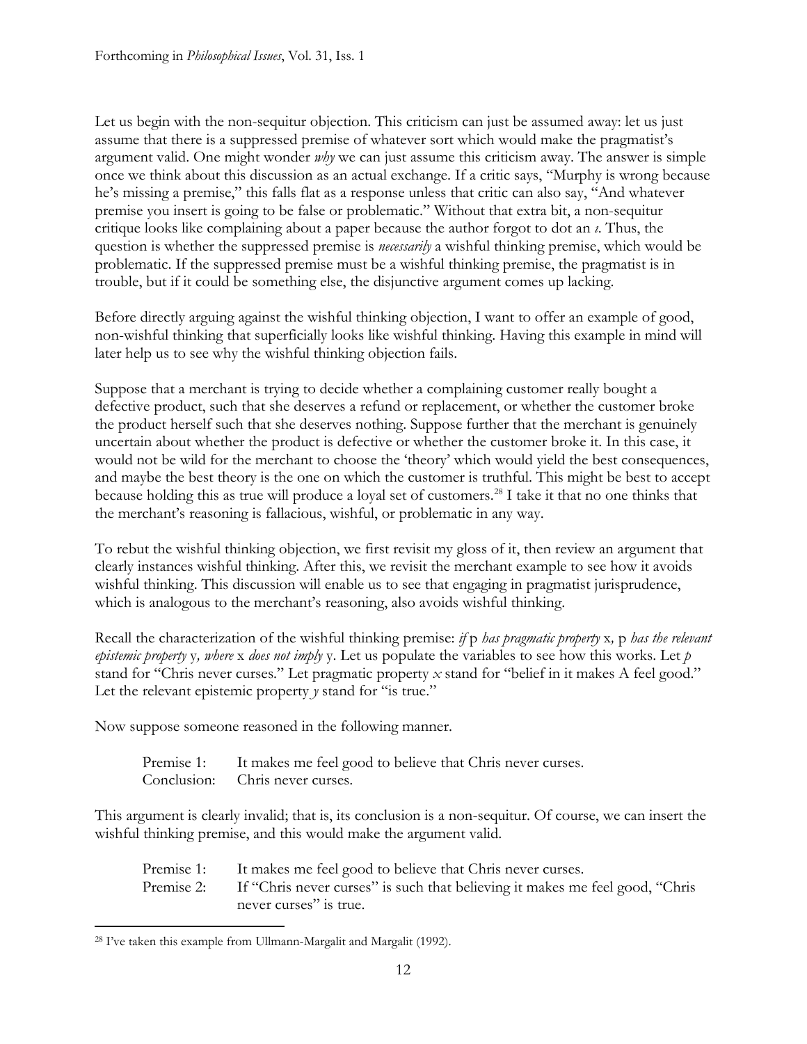Let us begin with the non-sequitur objection. This criticism can just be assumed away: let us just assume that there is a suppressed premise of whatever sort which would make the pragmatist's argument valid. One might wonder *why* we can just assume this criticism away. The answer is simple once we think about this discussion as an actual exchange. If a critic says, "Murphy is wrong because he's missing a premise," this falls flat as a response unless that critic can also say, "And whatever premise you insert is going to be false or problematic." Without that extra bit, a non-sequitur critique looks like complaining about a paper because the author forgot to dot an *ı*. Thus, the question is whether the suppressed premise is *necessarily* a wishful thinking premise, which would be problematic. If the suppressed premise must be a wishful thinking premise, the pragmatist is in trouble, but if it could be something else, the disjunctive argument comes up lacking.

Before directly arguing against the wishful thinking objection, I want to offer an example of good, non-wishful thinking that superficially looks like wishful thinking. Having this example in mind will later help us to see why the wishful thinking objection fails.

Suppose that a merchant is trying to decide whether a complaining customer really bought a defective product, such that she deserves a refund or replacement, or whether the customer broke the product herself such that she deserves nothing. Suppose further that the merchant is genuinely uncertain about whether the product is defective or whether the customer broke it. In this case, it would not be wild for the merchant to choose the 'theory' which would yield the best consequences, and maybe the best theory is the one on which the customer is truthful. This might be best to accept because holding this as true will produce a loyal set of customers.[28] I take it that no one thinks that the merchant's reasoning is fallacious, wishful, or problematic in any way.

To rebut the wishful thinking objection, we first revisit my gloss of it, then review an argument that clearly instances wishful thinking. After this, we revisit the merchant example to see how it avoids wishful thinking. This discussion will enable us to see that engaging in pragmatist jurisprudence, which is analogous to the merchant's reasoning, also avoids wishful thinking.

Recall the characterization of the wishful thinking premise: *if* p *has pragmatic property* x*,* p *has the relevant epistemic property* y*, where* x *does not imply* y. Let us populate the variables to see how this works. Let *p* stand for "Chris never curses." Let pragmatic property *x* stand for "belief in it makes A feel good." Let the relevant epistemic property *y* stand for "is true."

Now suppose someone reasoned in the following manner.

> Premise 1: It makes me feel good to believe that Chris never curses.
> Conclusion: Chris never curses.

This argument is clearly invalid; that is, its conclusion is a non-sequitur. Of course, we can insert the wishful thinking premise, and this would make the argument valid.

> Premise 1: It makes me feel good to believe that Chris never curses.
> Premise 2: If "Chris never curses" is such that believing it makes me feel good, "Chris never curses" is true.

[28] I've taken this example from Ullmann-Margalit and Margalit (1992).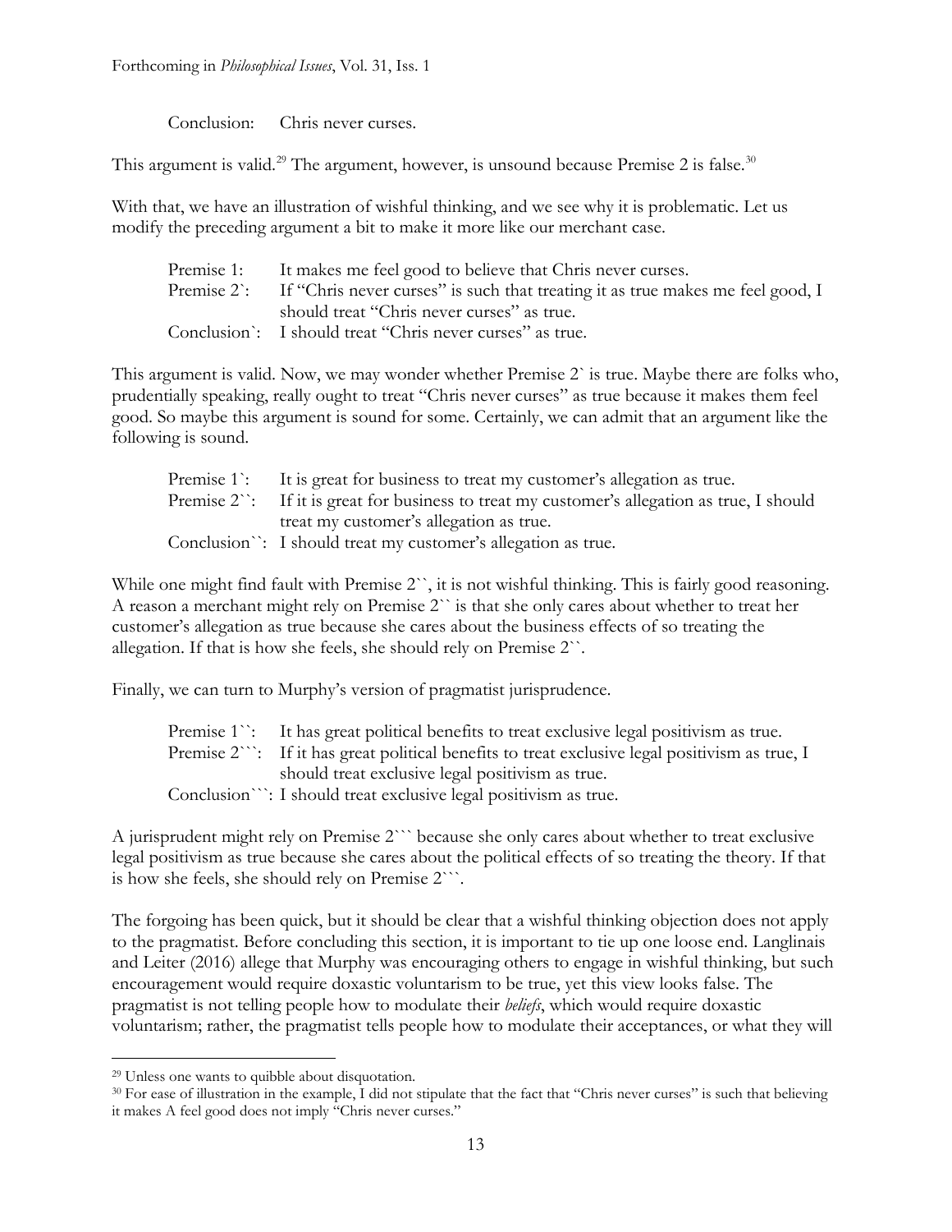Conclusion: Chris never curses.

This argument is valid.[29] The argument, however, is unsound because Premise 2 is false.[30]

With that, we have an illustration of wishful thinking, and we see why it is problematic. Let us modify the preceding argument a bit to make it more like our merchant case.

> Premise 1: It makes me feel good to believe that Chris never curses.
> Premise 2`: If "Chris never curses" is such that treating it as true makes me feel good, I should treat "Chris never curses" as true.
> Conclusion`: I should treat "Chris never curses" as true.

This argument is valid. Now, we may wonder whether Premise 2` is true. Maybe there are folks who, prudentially speaking, really ought to treat "Chris never curses" as true because it makes them feel good. So maybe this argument is sound for some. Certainly, we can admit that an argument like the following is sound.

> Premise 1`: It is great for business to treat my customer's allegation as true.
> Premise 2``: If it is great for business to treat my customer's allegation as true, I should treat my customer's allegation as true.
> Conclusion``: I should treat my customer's allegation as true.

While one might find fault with Premise 2``, it is not wishful thinking. This is fairly good reasoning. A reason a merchant might rely on Premise 2`` is that she only cares about whether to treat her customer's allegation as true because she cares about the business effects of so treating the allegation. If that is how she feels, she should rely on Premise 2``.

Finally, we can turn to Murphy's version of pragmatist jurisprudence.

> Premise 1``: It has great political benefits to treat exclusive legal positivism as true.
> Premise 2```: If it has great political benefits to treat exclusive legal positivism as true, I should treat exclusive legal positivism as true.
> Conclusion```: I should treat exclusive legal positivism as true.

A jurisprudent might rely on Premise 2``` because she only cares about whether to treat exclusive legal positivism as true because she cares about the political effects of so treating the theory. If that is how she feels, she should rely on Premise 2```.

The forgoing has been quick, but it should be clear that a wishful thinking objection does not apply to the pragmatist. Before concluding this section, it is important to tie up one loose end. Langlinais and Leiter (2016) allege that Murphy was encouraging others to engage in wishful thinking, but such encouragement would require doxastic voluntarism to be true, yet this view looks false. The pragmatist is not telling people how to modulate their *beliefs*, which would require doxastic voluntarism; rather, the pragmatist tells people how to modulate their acceptances, or what they will

---

[29] Unless one wants to quibble about disquotation.

[30] For ease of illustration in the example, I did not stipulate that the fact that "Chris never curses" is such that believing it makes A feel good does not imply "Chris never curses."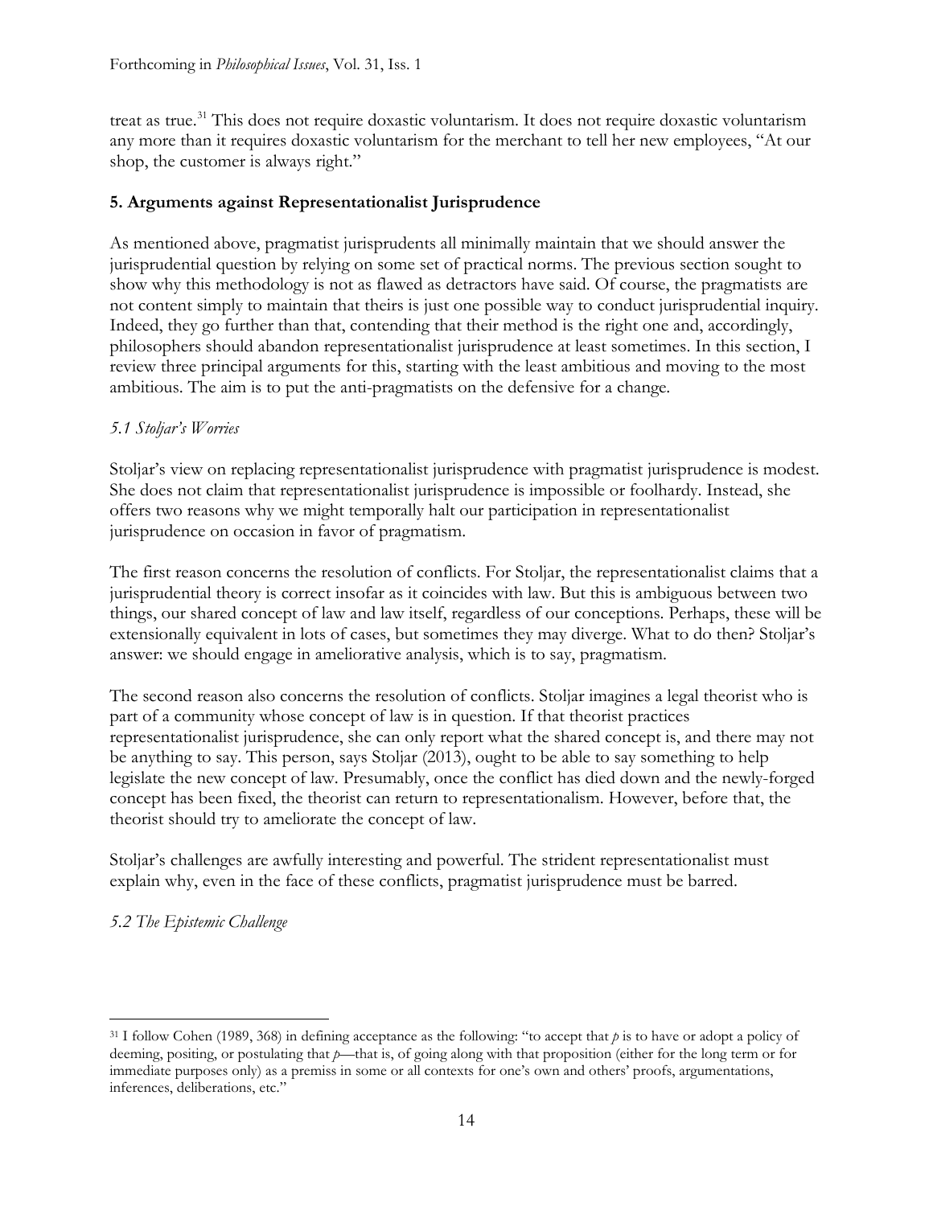treat as true.[31] This does not require doxastic voluntarism. It does not require doxastic voluntarism any more than it requires doxastic voluntarism for the merchant to tell her new employees, "At our shop, the customer is always right."

## 5. Arguments against Representationalist Jurisprudence

As mentioned above, pragmatist jurisprudents all minimally maintain that we should answer the jurisprudential question by relying on some set of practical norms. The previous section sought to show why this methodology is not as flawed as detractors have said. Of course, the pragmatists are not content simply to maintain that theirs is just one possible way to conduct jurisprudential inquiry. Indeed, they go further than that, contending that their method is the right one and, accordingly, philosophers should abandon representationalist jurisprudence at least sometimes. In this section, I review three principal arguments for this, starting with the least ambitious and moving to the most ambitious. The aim is to put the anti-pragmatists on the defensive for a change.

### *5.1 Stoljar's Worries*

Stoljar's view on replacing representationalist jurisprudence with pragmatist jurisprudence is modest. She does not claim that representationalist jurisprudence is impossible or foolhardy. Instead, she offers two reasons why we might temporally halt our participation in representationalist jurisprudence on occasion in favor of pragmatism.

The first reason concerns the resolution of conflicts. For Stoljar, the representationalist claims that a jurisprudential theory is correct insofar as it coincides with law. But this is ambiguous between two things, our shared concept of law and law itself, regardless of our conceptions. Perhaps, these will be extensionally equivalent in lots of cases, but sometimes they may diverge. What to do then? Stoljar's answer: we should engage in ameliorative analysis, which is to say, pragmatism.

The second reason also concerns the resolution of conflicts. Stoljar imagines a legal theorist who is part of a community whose concept of law is in question. If that theorist practices representationalist jurisprudence, she can only report what the shared concept is, and there may not be anything to say. This person, says Stoljar (2013), ought to be able to say something to help legislate the new concept of law. Presumably, once the conflict has died down and the newly-forged concept has been fixed, the theorist can return to representationalism. However, before that, the theorist should try to ameliorate the concept of law.

Stoljar's challenges are awfully interesting and powerful. The strident representationalist must explain why, even in the face of these conflicts, pragmatist jurisprudence must be barred.

### *5.2 The Epistemic Challenge*

---

[31] I follow Cohen (1989, 368) in defining acceptance as the following: "to accept that *p* is to have or adopt a policy of deeming, positing, or postulating that *p*—that is, of going along with that proposition (either for the long term or for immediate purposes only) as a premiss in some or all contexts for one's own and others' proofs, argumentations, inferences, deliberations, etc."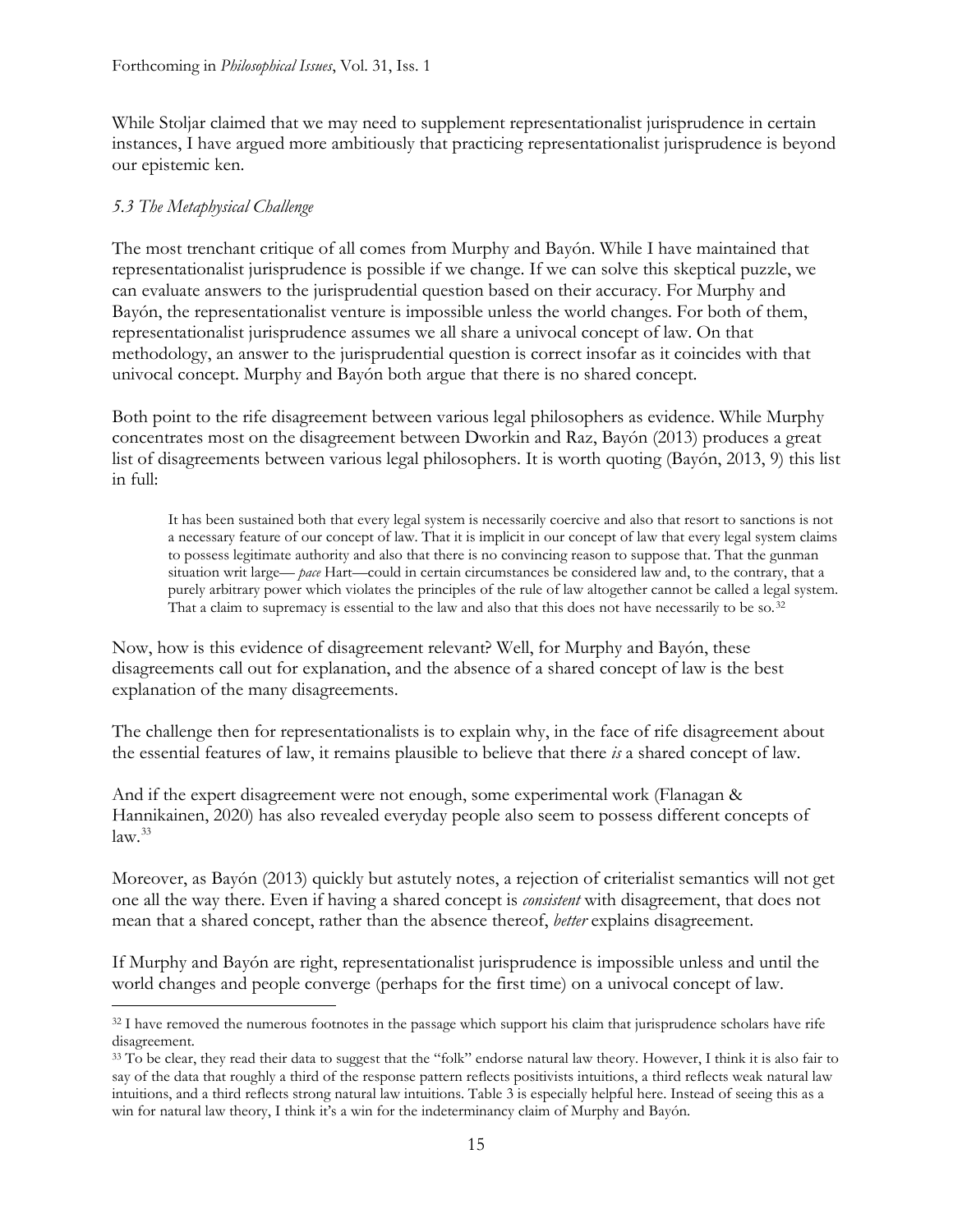While Stoljar claimed that we may need to supplement representationalist jurisprudence in certain instances, I have argued more ambitiously that practicing representationalist jurisprudence is beyond our epistemic ken.

### *5.3 The Metaphysical Challenge*

The most trenchant critique of all comes from Murphy and Bayón. While I have maintained that representationalist jurisprudence is possible if we change. If we can solve this skeptical puzzle, we can evaluate answers to the jurisprudential question based on their accuracy. For Murphy and Bayón, the representationalist venture is impossible unless the world changes. For both of them, representationalist jurisprudence assumes we all share a univocal concept of law. On that methodology, an answer to the jurisprudential question is correct insofar as it coincides with that univocal concept. Murphy and Bayón both argue that there is no shared concept.

Both point to the rife disagreement between various legal philosophers as evidence. While Murphy concentrates most on the disagreement between Dworkin and Raz, Bayón (2013) produces a great list of disagreements between various legal philosophers. It is worth quoting (Bayón, 2013, 9) this list in full:

> It has been sustained both that every legal system is necessarily coercive and also that resort to sanctions is not a necessary feature of our concept of law. That it is implicit in our concept of law that every legal system claims to possess legitimate authority and also that there is no convincing reason to suppose that. That the gunman situation writ large— *pace* Hart—could in certain circumstances be considered law and, to the contrary, that a purely arbitrary power which violates the principles of the rule of law altogether cannot be called a legal system. That a claim to supremacy is essential to the law and also that this does not have necessarily to be so.[32]

Now, how is this evidence of disagreement relevant? Well, for Murphy and Bayón, these disagreements call out for explanation, and the absence of a shared concept of law is the best explanation of the many disagreements.

The challenge then for representationalists is to explain why, in the face of rife disagreement about the essential features of law, it remains plausible to believe that there *is* a shared concept of law.

And if the expert disagreement were not enough, some experimental work (Flanagan & Hannikainen, 2020) has also revealed everyday people also seem to possess different concepts of law.[33]

Moreover, as Bayón (2013) quickly but astutely notes, a rejection of criterialist semantics will not get one all the way there. Even if having a shared concept is *consistent* with disagreement, that does not mean that a shared concept, rather than the absence thereof, *better* explains disagreement.

If Murphy and Bayón are right, representationalist jurisprudence is impossible unless and until the world changes and people converge (perhaps for the first time) on a univocal concept of law.

---

[32] I have removed the numerous footnotes in the passage which support his claim that jurisprudence scholars have rife disagreement.

[33] To be clear, they read their data to suggest that the "folk" endorse natural law theory. However, I think it is also fair to say of the data that roughly a third of the response pattern reflects positivists intuitions, a third reflects weak natural law intuitions, and a third reflects strong natural law intuitions. Table 3 is especially helpful here. Instead of seeing this as a win for natural law theory, I think it's a win for the indeterminancy claim of Murphy and Bayón.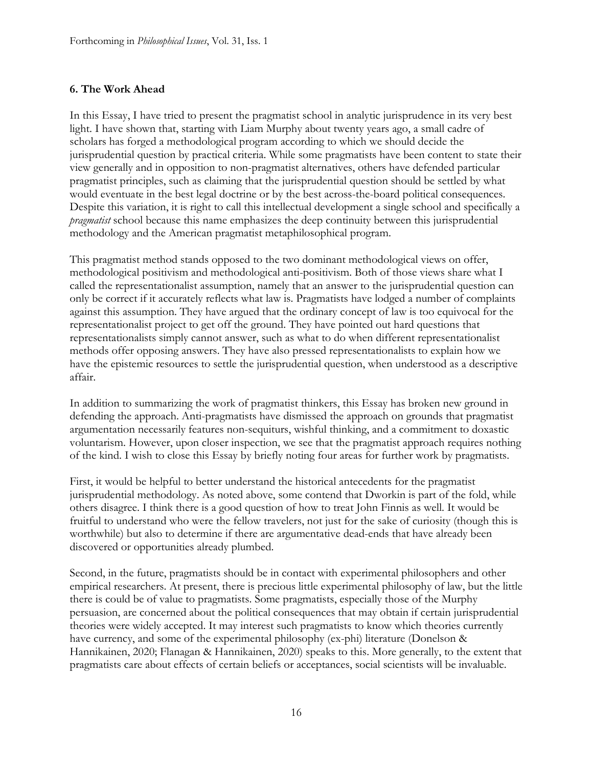## 6. The Work Ahead

In this Essay, I have tried to present the pragmatist school in analytic jurisprudence in its very best light. I have shown that, starting with Liam Murphy about twenty years ago, a small cadre of scholars has forged a methodological program according to which we should decide the jurisprudential question by practical criteria. While some pragmatists have been content to state their view generally and in opposition to non-pragmatist alternatives, others have defended particular pragmatist principles, such as claiming that the jurisprudential question should be settled by what would eventuate in the best legal doctrine or by the best across-the-board political consequences. Despite this variation, it is right to call this intellectual development a single school and specifically a *pragmatist* school because this name emphasizes the deep continuity between this jurisprudential methodology and the American pragmatist metaphilosophical program.

This pragmatist method stands opposed to the two dominant methodological views on offer, methodological positivism and methodological anti-positivism. Both of those views share what I called the representationalist assumption, namely that an answer to the jurisprudential question can only be correct if it accurately reflects what law is. Pragmatists have lodged a number of complaints against this assumption. They have argued that the ordinary concept of law is too equivocal for the representationalist project to get off the ground. They have pointed out hard questions that representationalists simply cannot answer, such as what to do when different representationalist methods offer opposing answers. They have also pressed representationalists to explain how we have the epistemic resources to settle the jurisprudential question, when understood as a descriptive affair.

In addition to summarizing the work of pragmatist thinkers, this Essay has broken new ground in defending the approach. Anti-pragmatists have dismissed the approach on grounds that pragmatist argumentation necessarily features non-sequiturs, wishful thinking, and a commitment to doxastic voluntarism. However, upon closer inspection, we see that the pragmatist approach requires nothing of the kind. I wish to close this Essay by briefly noting four areas for further work by pragmatists.

First, it would be helpful to better understand the historical antecedents for the pragmatist jurisprudential methodology. As noted above, some contend that Dworkin is part of the fold, while others disagree. I think there is a good question of how to treat John Finnis as well. It would be fruitful to understand who were the fellow travelers, not just for the sake of curiosity (though this is worthwhile) but also to determine if there are argumentative dead-ends that have already been discovered or opportunities already plumbed.

Second, in the future, pragmatists should be in contact with experimental philosophers and other empirical researchers. At present, there is precious little experimental philosophy of law, but the little there is could be of value to pragmatists. Some pragmatists, especially those of the Murphy persuasion, are concerned about the political consequences that may obtain if certain jurisprudential theories were widely accepted. It may interest such pragmatists to know which theories currently have currency, and some of the experimental philosophy (ex-phi) literature (Donelson & Hannikainen, 2020; Flanagan & Hannikainen, 2020) speaks to this. More generally, to the extent that pragmatists care about effects of certain beliefs or acceptances, social scientists will be invaluable.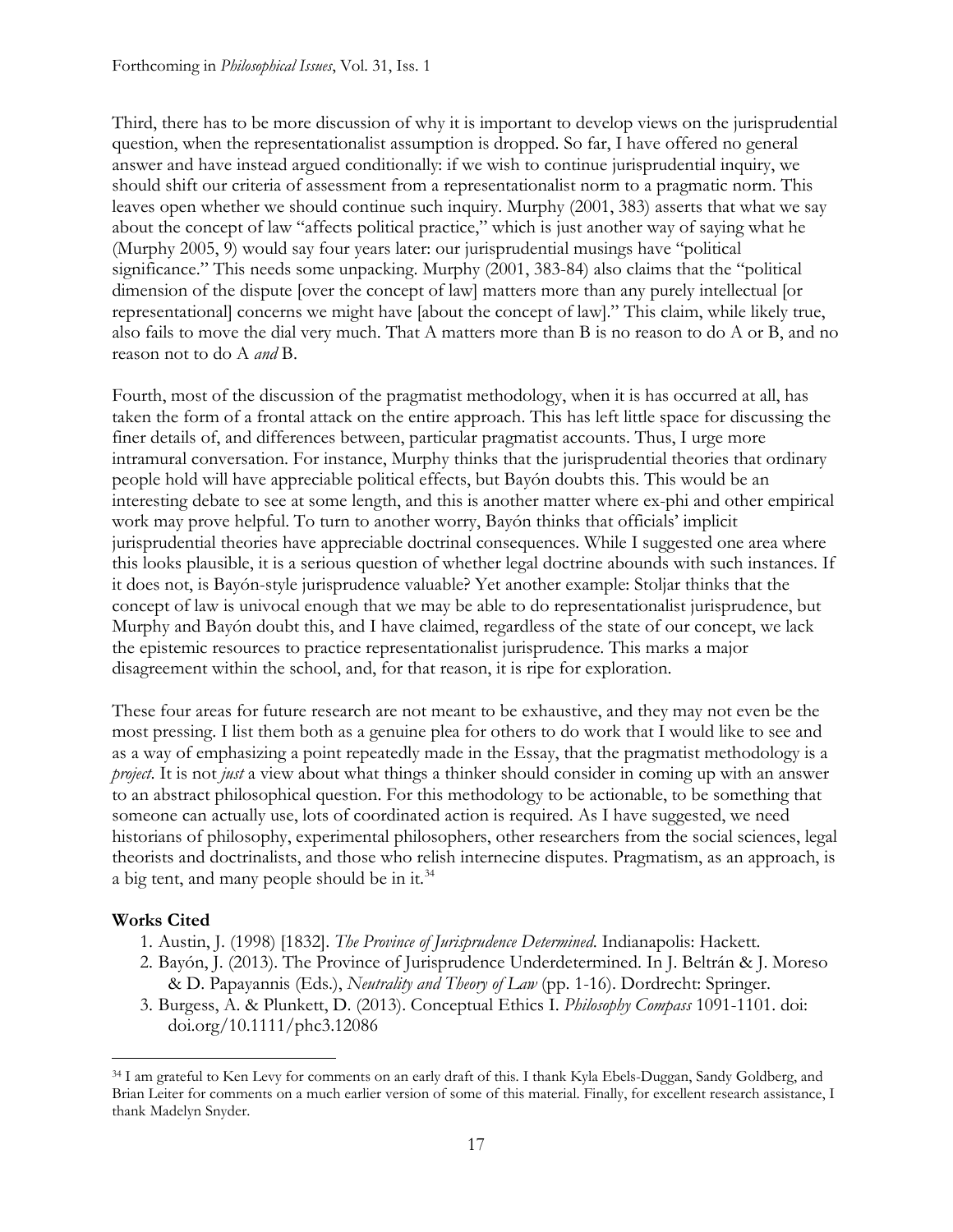Third, there has to be more discussion of why it is important to develop views on the jurisprudential question, when the representationalist assumption is dropped. So far, I have offered no general answer and have instead argued conditionally: if we wish to continue jurisprudential inquiry, we should shift our criteria of assessment from a representationalist norm to a pragmatic norm. This leaves open whether we should continue such inquiry. Murphy (2001, 383) asserts that what we say about the concept of law "affects political practice," which is just another way of saying what he (Murphy 2005, 9) would say four years later: our jurisprudential musings have "political significance." This needs some unpacking. Murphy (2001, 383-84) also claims that the "political dimension of the dispute [over the concept of law] matters more than any purely intellectual [or representational] concerns we might have [about the concept of law]." This claim, while likely true, also fails to move the dial very much. That A matters more than B is no reason to do A or B, and no reason not to do A *and* B.

Fourth, most of the discussion of the pragmatist methodology, when it is has occurred at all, has taken the form of a frontal attack on the entire approach. This has left little space for discussing the finer details of, and differences between, particular pragmatist accounts. Thus, I urge more intramural conversation. For instance, Murphy thinks that the jurisprudential theories that ordinary people hold will have appreciable political effects, but Bayón doubts this. This would be an interesting debate to see at some length, and this is another matter where ex-phi and other empirical work may prove helpful. To turn to another worry, Bayón thinks that officials' implicit jurisprudential theories have appreciable doctrinal consequences. While I suggested one area where this looks plausible, it is a serious question of whether legal doctrine abounds with such instances. If it does not, is Bayón-style jurisprudence valuable? Yet another example: Stoljar thinks that the concept of law is univocal enough that we may be able to do representationalist jurisprudence, but Murphy and Bayón doubt this, and I have claimed, regardless of the state of our concept, we lack the epistemic resources to practice representationalist jurisprudence. This marks a major disagreement within the school, and, for that reason, it is ripe for exploration.

These four areas for future research are not meant to be exhaustive, and they may not even be the most pressing. I list them both as a genuine plea for others to do work that I would like to see and as a way of emphasizing a point repeatedly made in the Essay, that the pragmatist methodology is a *project*. It is not *just* a view about what things a thinker should consider in coming up with an answer to an abstract philosophical question. For this methodology to be actionable, to be something that someone can actually use, lots of coordinated action is required. As I have suggested, we need historians of philosophy, experimental philosophers, other researchers from the social sciences, legal theorists and doctrinalists, and those who relish internecine disputes. Pragmatism, as an approach, is a big tent, and many people should be in it.[34]

**Works Cited**

1. Austin, J. (1998) [1832]. *The Province of Jurisprudence Determined*. Indianapolis: Hackett.
2. Bayón, J. (2013). The Province of Jurisprudence Underdetermined. In J. Beltrán & J. Moreso & D. Papayannis (Eds.), *Neutrality and Theory of Law* (pp. 1-16). Dordrecht: Springer.
3. Burgess, A. & Plunkett, D. (2013). Conceptual Ethics I. *Philosophy Compass* 1091-1101. doi: doi.org/10.1111/phc3.12086

[34] I am grateful to Ken Levy for comments on an early draft of this. I thank Kyla Ebels-Duggan, Sandy Goldberg, and Brian Leiter for comments on a much earlier version of some of this material. Finally, for excellent research assistance, I thank Madelyn Snyder.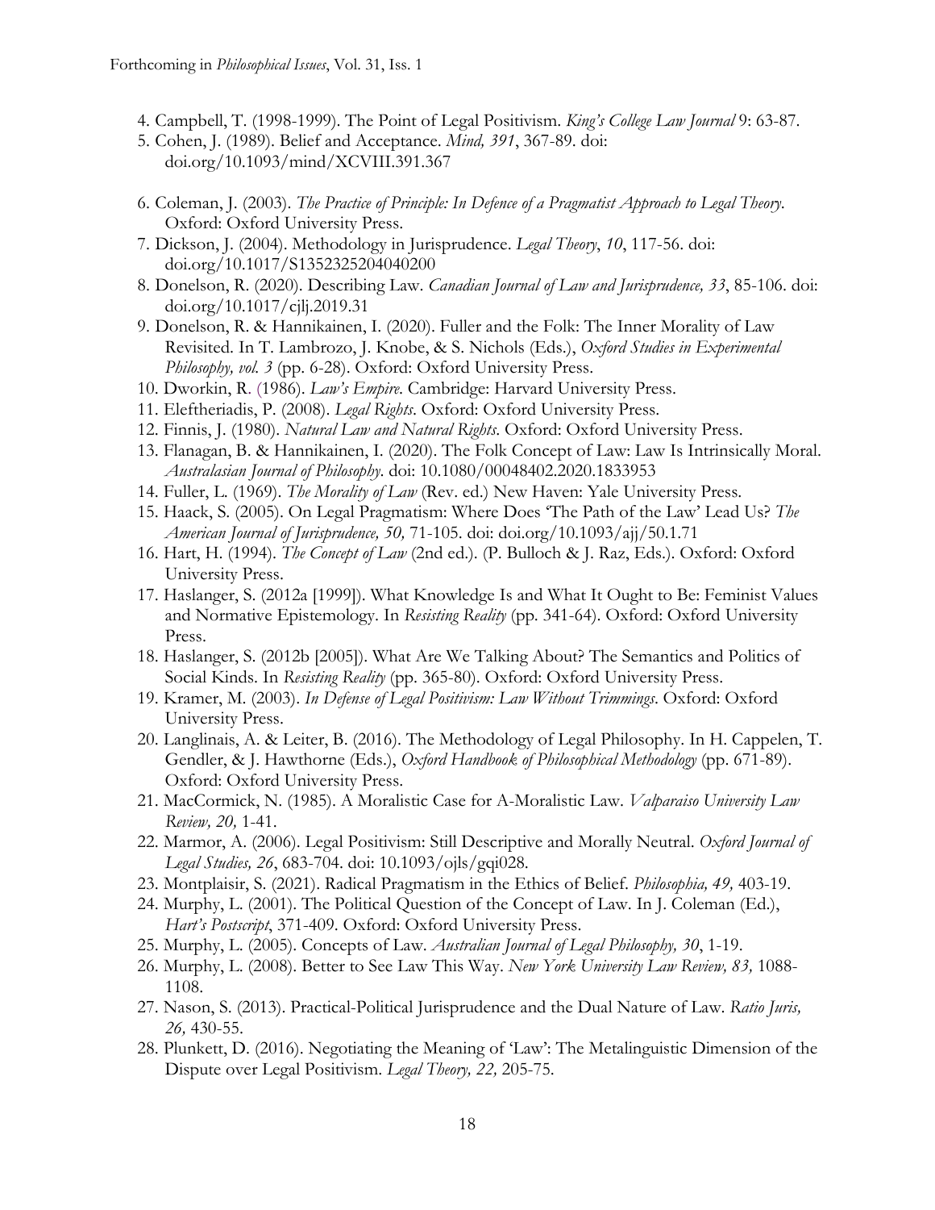4. Campbell, T. (1998-1999). The Point of Legal Positivism. *King's College Law Journal* 9: 63-87.
5. Cohen, J. (1989). Belief and Acceptance. *Mind, 391*, 367-89. doi: doi.org/10.1093/mind/XCVIII.391.367
6. Coleman, J. (2003). *The Practice of Principle: In Defence of a Pragmatist Approach to Legal Theory*. Oxford: Oxford University Press.
7. Dickson, J. (2004). Methodology in Jurisprudence. *Legal Theory*, *10*, 117-56. doi: doi.org/10.1017/S1352325204040200
8. Donelson, R. (2020). Describing Law. *Canadian Journal of Law and Jurisprudence, 33*, 85-106. doi: doi.org/10.1017/cjlj.2019.31
9. Donelson, R. & Hannikainen, I. (2020). Fuller and the Folk: The Inner Morality of Law Revisited. In T. Lambrozo, J. Knobe, & S. Nichols (Eds.), *Oxford Studies in Experimental Philosophy, vol. 3* (pp. 6-28). Oxford: Oxford University Press.
10. Dworkin, R. (1986). *Law's Empire*. Cambridge: Harvard University Press.
11. Eleftheriadis, P. (2008). *Legal Rights*. Oxford: Oxford University Press.
12. Finnis, J. (1980). *Natural Law and Natural Rights*. Oxford: Oxford University Press.
13. Flanagan, B. & Hannikainen, I. (2020). The Folk Concept of Law: Law Is Intrinsically Moral. *Australasian Journal of Philosophy*. doi: 10.1080/00048402.2020.1833953
14. Fuller, L. (1969). *The Morality of Law* (Rev. ed.) New Haven: Yale University Press.
15. Haack, S. (2005). On Legal Pragmatism: Where Does 'The Path of the Law' Lead Us? *The American Journal of Jurisprudence, 50,* 71-105. doi: doi.org/10.1093/ajj/50.1.71
16. Hart, H. (1994). *The Concept of Law* (2nd ed.). (P. Bulloch & J. Raz, Eds.). Oxford: Oxford University Press.
17. Haslanger, S. (2012a [1999]). What Knowledge Is and What It Ought to Be: Feminist Values and Normative Epistemology. In *Resisting Reality* (pp. 341-64). Oxford: Oxford University Press.
18. Haslanger, S. (2012b [2005]). What Are We Talking About? The Semantics and Politics of Social Kinds. In *Resisting Reality* (pp. 365-80). Oxford: Oxford University Press.
19. Kramer, M. (2003). *In Defense of Legal Positivism: Law Without Trimmings*. Oxford: Oxford University Press.
20. Langlinais, A. & Leiter, B. (2016). The Methodology of Legal Philosophy. In H. Cappelen, T. Gendler, & J. Hawthorne (Eds.), *Oxford Handbook of Philosophical Methodology* (pp. 671-89). Oxford: Oxford University Press.
21. MacCormick, N. (1985). A Moralistic Case for A-Moralistic Law. *Valparaiso University Law Review, 20,* 1-41.
22. Marmor, A. (2006). Legal Positivism: Still Descriptive and Morally Neutral. *Oxford Journal of Legal Studies, 26*, 683-704. doi: 10.1093/ojls/gqi028.
23. Montplaisir, S. (2021). Radical Pragmatism in the Ethics of Belief. *Philosophia, 49,* 403-19.
24. Murphy, L. (2001). The Political Question of the Concept of Law. In J. Coleman (Ed.), *Hart's Postscript*, 371-409. Oxford: Oxford University Press.
25. Murphy, L. (2005). Concepts of Law. *Australian Journal of Legal Philosophy, 30*, 1-19.
26. Murphy, L. (2008). Better to See Law This Way. *New York University Law Review, 83,* 1088-1108.
27. Nason, S. (2013). Practical-Political Jurisprudence and the Dual Nature of Law. *Ratio Juris, 26,* 430-55.
28. Plunkett, D. (2016). Negotiating the Meaning of 'Law': The Metalinguistic Dimension of the Dispute over Legal Positivism. *Legal Theory, 22,* 205-75.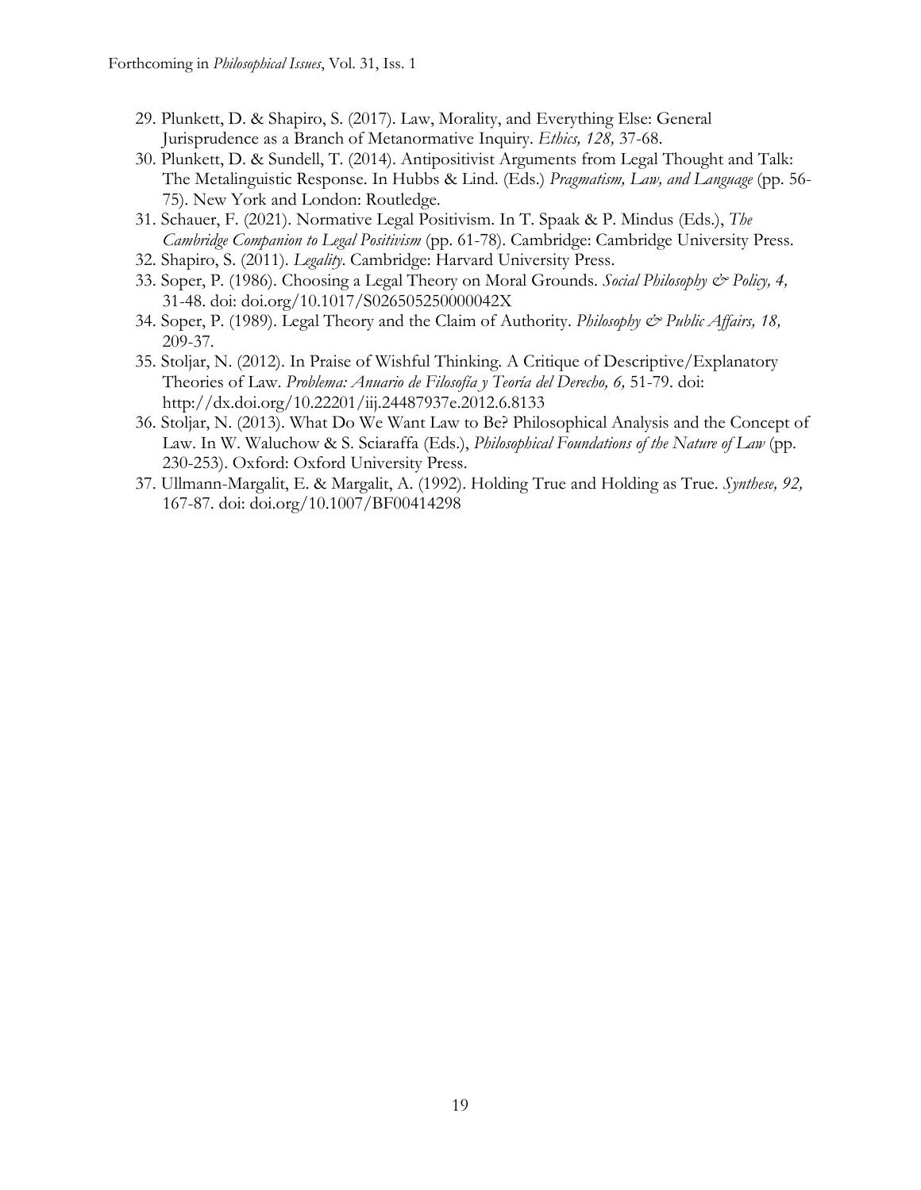29. Plunkett, D. & Shapiro, S. (2017). Law, Morality, and Everything Else: General Jurisprudence as a Branch of Metanormative Inquiry. *Ethics, 128,* 37-68.
30. Plunkett, D. & Sundell, T. (2014). Antipositivist Arguments from Legal Thought and Talk: The Metalinguistic Response. In Hubbs & Lind. (Eds.) *Pragmatism, Law, and Language* (pp. 56-75). New York and London: Routledge.
31. Schauer, F. (2021). Normative Legal Positivism. In T. Spaak & P. Mindus (Eds.), *The Cambridge Companion to Legal Positivism* (pp. 61-78). Cambridge: Cambridge University Press.
32. Shapiro, S. (2011). *Legality*. Cambridge: Harvard University Press.
33. Soper, P. (1986). Choosing a Legal Theory on Moral Grounds. *Social Philosophy & Policy, 4,* 31-48. doi: doi.org/10.1017/S026505250000042X
34. Soper, P. (1989). Legal Theory and the Claim of Authority. *Philosophy & Public Affairs, 18,* 209-37.
35. Stoljar, N. (2012). In Praise of Wishful Thinking. A Critique of Descriptive/Explanatory Theories of Law. *Problema: Anuario de Filosofía y Teoría del Derecho, 6,* 51-79. doi: http://dx.doi.org/10.22201/iij.24487937e.2012.6.8133
36. Stoljar, N. (2013). What Do We Want Law to Be? Philosophical Analysis and the Concept of Law. In W. Waluchow & S. Sciaraffa (Eds.), *Philosophical Foundations of the Nature of Law* (pp. 230-253). Oxford: Oxford University Press.
37. Ullmann-Margalit, E. & Margalit, A. (1992). Holding True and Holding as True. *Synthese, 92,* 167-87. doi: doi.org/10.1007/BF00414298